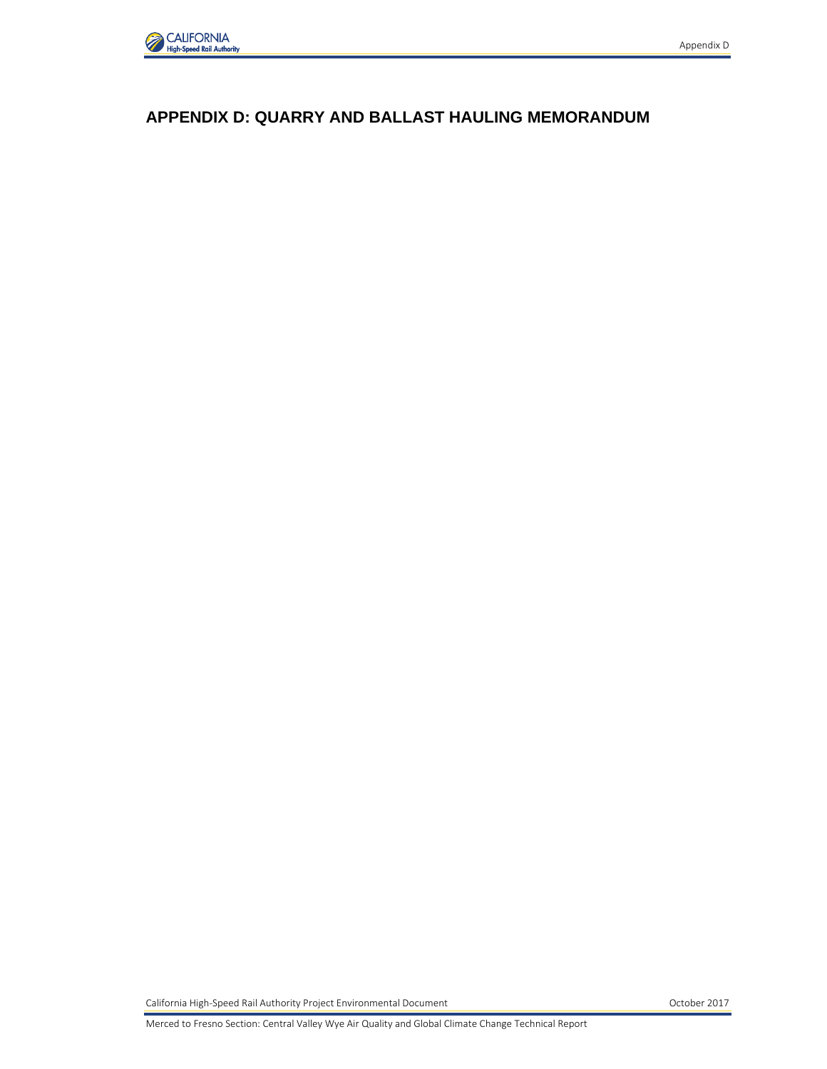# APPENDIX D: QUARRY AND BALLAST HAULING MEMORANDUM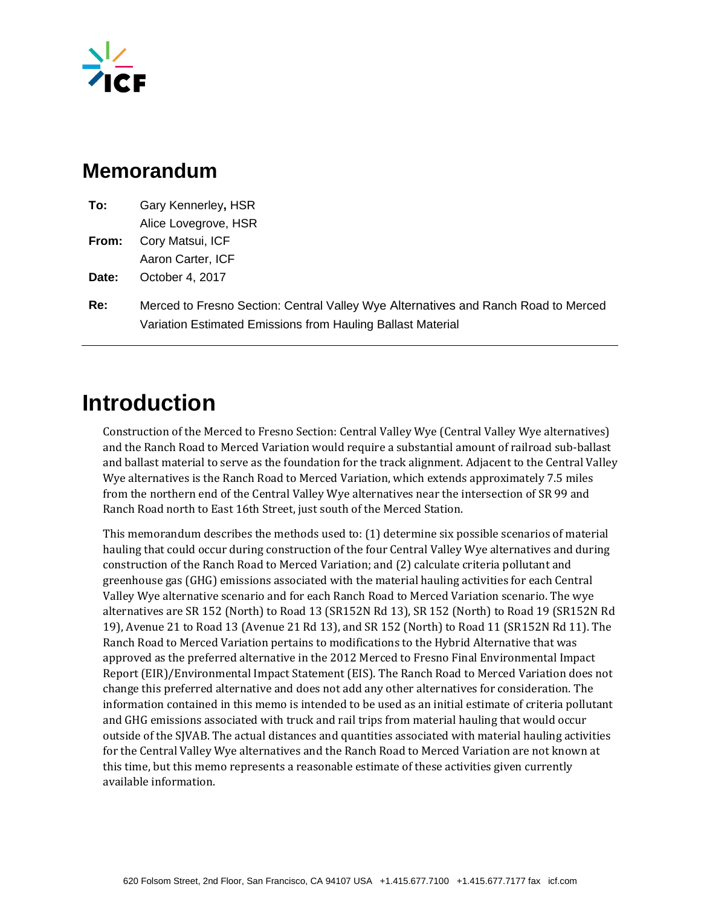# Memorandum

**To:** Gary Kennerley, HSR
Alice Lovegrove, HSR

**From:** Cory Matsui, ICF
Aaron Carter, ICF

**Date:** October 4, 2017

**Re:** Merced to Fresno Section: Central Valley Wye Alternatives and Ranch Road to Merced Variation Estimated Emissions from Hauling Ballast Material

---

# Introduction

Construction of the Merced to Fresno Section: Central Valley Wye (Central Valley Wye alternatives) and the Ranch Road to Merced Variation would require a substantial amount of railroad sub-ballast and ballast material to serve as the foundation for the track alignment. Adjacent to the Central Valley Wye alternatives is the Ranch Road to Merced Variation, which extends approximately 7.5 miles from the northern end of the Central Valley Wye alternatives near the intersection of SR 99 and Ranch Road north to East 16th Street, just south of the Merced Station.

This memorandum describes the methods used to: (1) determine six possible scenarios of material hauling that could occur during construction of the four Central Valley Wye alternatives and during construction of the Ranch Road to Merced Variation; and (2) calculate criteria pollutant and greenhouse gas (GHG) emissions associated with the material hauling activities for each Central Valley Wye alternative scenario and for each Ranch Road to Merced Variation scenario. The wye alternatives are SR 152 (North) to Road 13 (SR152N Rd 13), SR 152 (North) to Road 19 (SR152N Rd 19), Avenue 21 to Road 13 (Avenue 21 Rd 13), and SR 152 (North) to Road 11 (SR152N Rd 11). The Ranch Road to Merced Variation pertains to modifications to the Hybrid Alternative that was approved as the preferred alternative in the 2012 Merced to Fresno Final Environmental Impact Report (EIR)/Environmental Impact Statement (EIS). The Ranch Road to Merced Variation does not change this preferred alternative and does not add any other alternatives for consideration. The information contained in this memo is intended to be used as an initial estimate of criteria pollutant and GHG emissions associated with truck and rail trips from material hauling that would occur outside of the SJVAB. The actual distances and quantities associated with material hauling activities for the Central Valley Wye alternatives and the Ranch Road to Merced Variation are not known at this time, but this memo represents a reasonable estimate of these activities given currently available information.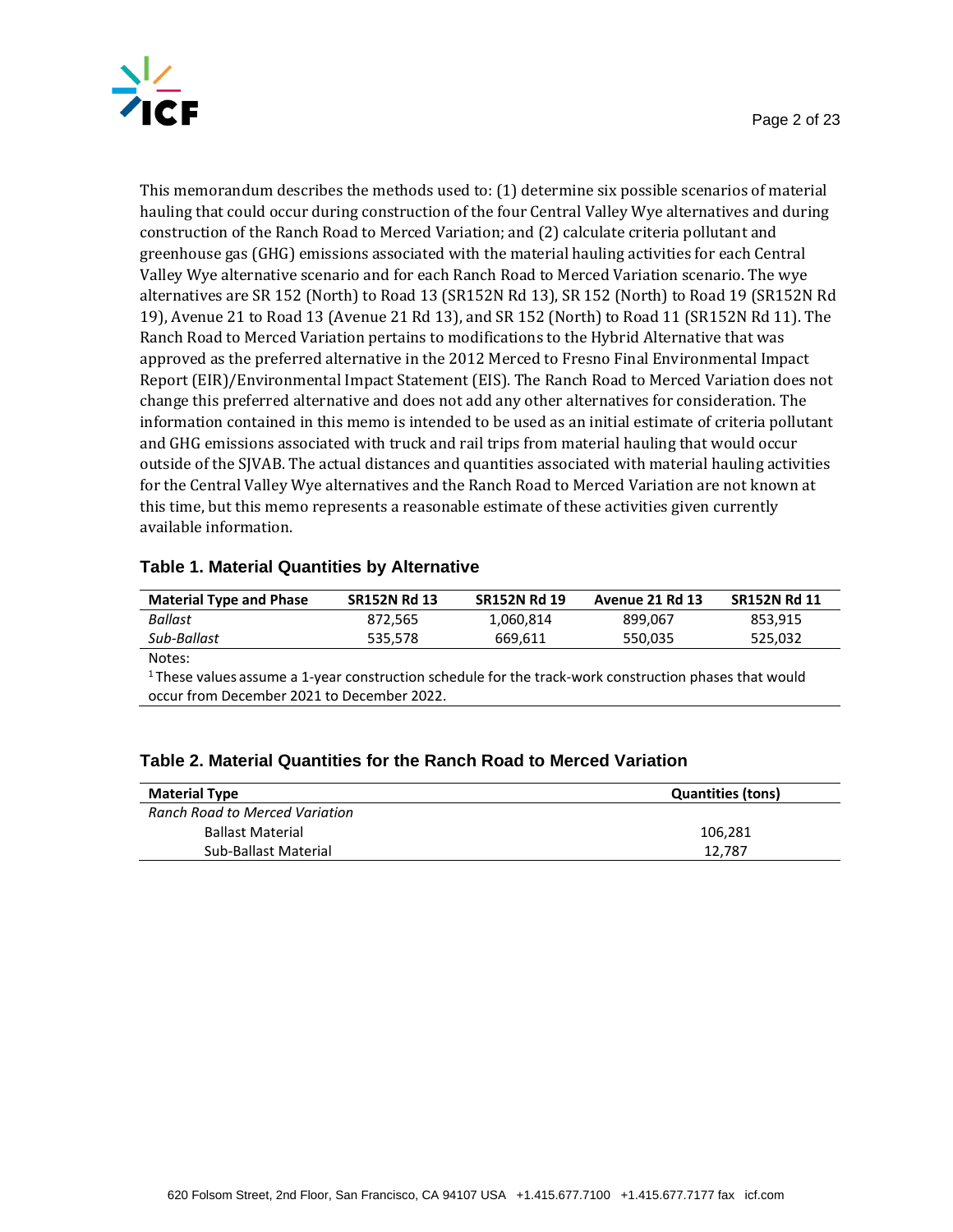This memorandum describes the methods used to: (1) determine six possible scenarios of material hauling that could occur during construction of the four Central Valley Wye alternatives and during construction of the Ranch Road to Merced Variation; and (2) calculate criteria pollutant and greenhouse gas (GHG) emissions associated with the material hauling activities for each Central Valley Wye alternative scenario and for each Ranch Road to Merced Variation scenario. The wye alternatives are SR 152 (North) to Road 13 (SR152N Rd 13), SR 152 (North) to Road 19 (SR152N Rd 19), Avenue 21 to Road 13 (Avenue 21 Rd 13), and SR 152 (North) to Road 11 (SR152N Rd 11). The Ranch Road to Merced Variation pertains to modifications to the Hybrid Alternative that was approved as the preferred alternative in the 2012 Merced to Fresno Final Environmental Impact Report (EIR)/Environmental Impact Statement (EIS). The Ranch Road to Merced Variation does not change this preferred alternative and does not add any other alternatives for consideration. The information contained in this memo is intended to be used as an initial estimate of criteria pollutant and GHG emissions associated with truck and rail trips from material hauling that would occur outside of the SJVAB. The actual distances and quantities associated with material hauling activities for the Central Valley Wye alternatives and the Ranch Road to Merced Variation are not known at this time, but this memo represents a reasonable estimate of these activities given currently available information.

### Table 1. Material Quantities by Alternative

| Material Type and Phase | SR152N Rd 13 | SR152N Rd 19 | Avenue 21 Rd 13 | SR152N Rd 11 |
|---|---|---|---|---|
| *Ballast* | 872,565 | 1,060,814 | 899,067 | 853,915 |
| *Sub-Ballast* | 535,578 | 669,611 | 550,035 | 525,032 |

Notes:

[1] These values assume a 1-year construction schedule for the track-work construction phases that would occur from December 2021 to December 2022.

### Table 2. Material Quantities for the Ranch Road to Merced Variation

| Material Type | Quantities (tons) |
|---|---|
| *Ranch Road to Merced Variation* | |
| Ballast Material | 106,281 |
| Sub-Ballast Material | 12,787 |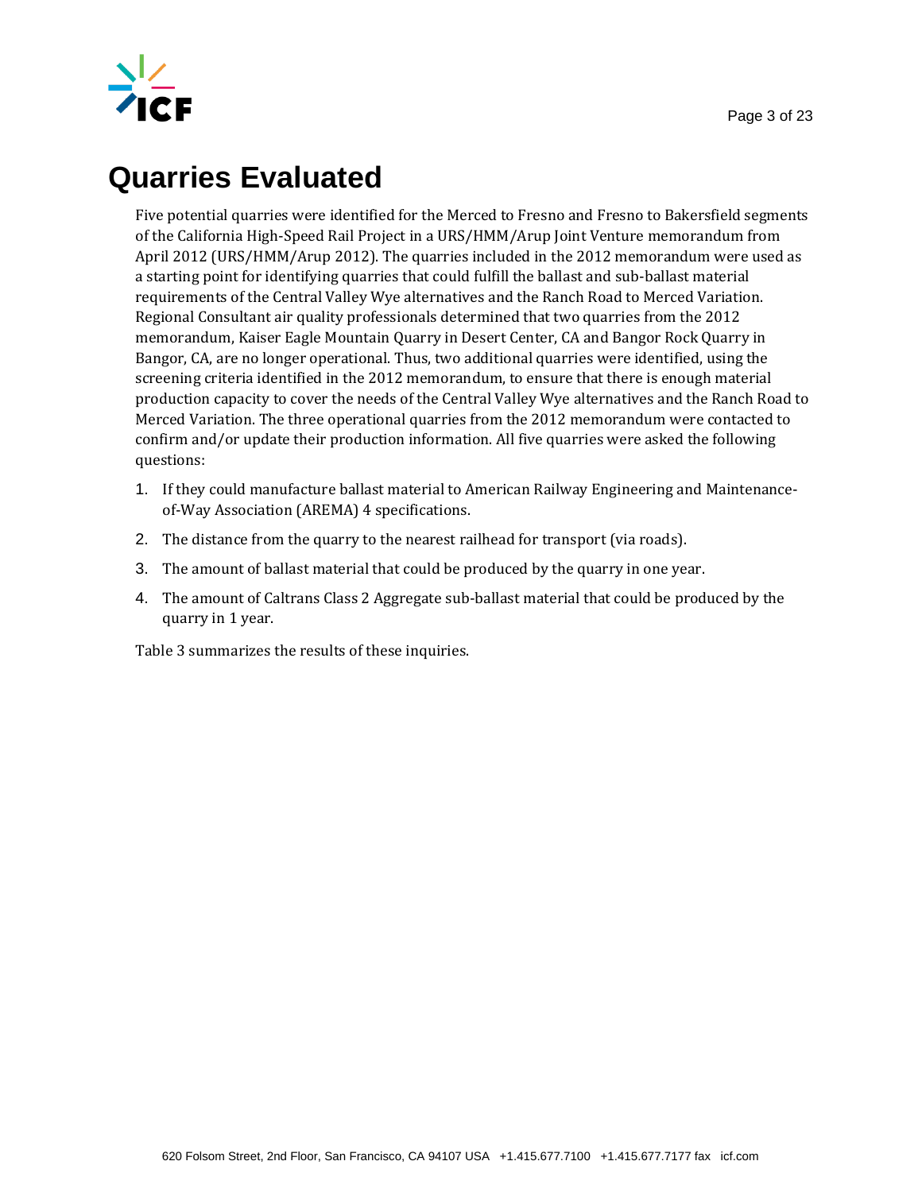# Quarries Evaluated

Five potential quarries were identified for the Merced to Fresno and Fresno to Bakersfield segments of the California High-Speed Rail Project in a URS/HMM/Arup Joint Venture memorandum from April 2012 (URS/HMM/Arup 2012). The quarries included in the 2012 memorandum were used as a starting point for identifying quarries that could fulfill the ballast and sub-ballast material requirements of the Central Valley Wye alternatives and the Ranch Road to Merced Variation. Regional Consultant air quality professionals determined that two quarries from the 2012 memorandum, Kaiser Eagle Mountain Quarry in Desert Center, CA and Bangor Rock Quarry in Bangor, CA, are no longer operational. Thus, two additional quarries were identified, using the screening criteria identified in the 2012 memorandum, to ensure that there is enough material production capacity to cover the needs of the Central Valley Wye alternatives and the Ranch Road to Merced Variation. The three operational quarries from the 2012 memorandum were contacted to confirm and/or update their production information. All five quarries were asked the following questions:

1. If they could manufacture ballast material to American Railway Engineering and Maintenance-of-Way Association (AREMA) 4 specifications.
2. The distance from the quarry to the nearest railhead for transport (via roads).
3. The amount of ballast material that could be produced by the quarry in one year.
4. The amount of Caltrans Class 2 Aggregate sub-ballast material that could be produced by the quarry in 1 year.

Table 3 summarizes the results of these inquiries.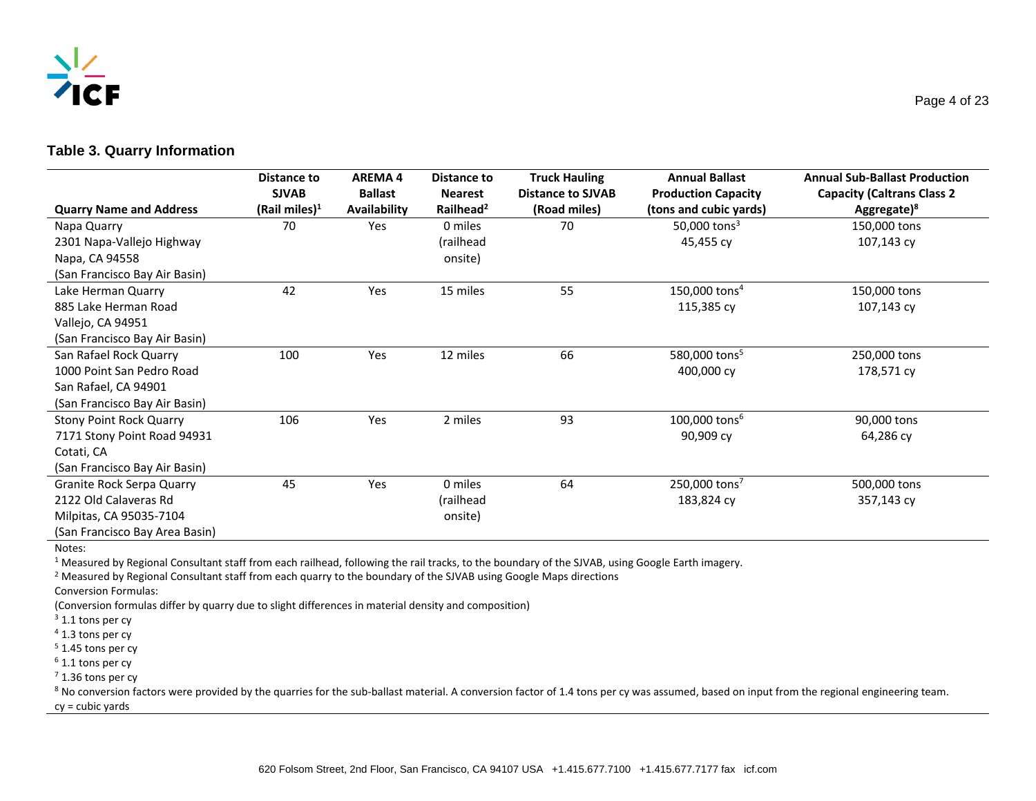### Table 3. Quarry Information

| Quarry Name and Address | Distance to SJVAB (Rail miles)[1] | AREMA 4 Ballast Availability | Distance to Nearest Railhead[2] | Truck Hauling Distance to SJVAB (Road miles) | Annual Ballast Production Capacity (tons and cubic yards) | Annual Sub-Ballast Production Capacity (Caltrans Class 2 Aggregate)[8] |
|---|---|---|---|---|---|---|
| Napa Quarry<br>2301 Napa-Vallejo Highway<br>Napa, CA 94558<br>(San Francisco Bay Air Basin) | 70 | Yes | 0 miles (railhead onsite) | 70 | 50,000 tons[3]<br>45,455 cy | 150,000 tons<br>107,143 cy |
| Lake Herman Quarry<br>885 Lake Herman Road<br>Vallejo, CA 94951<br>(San Francisco Bay Air Basin) | 42 | Yes | 15 miles | 55 | 150,000 tons[4]<br>115,385 cy | 150,000 tons<br>107,143 cy |
| San Rafael Rock Quarry<br>1000 Point San Pedro Road<br>San Rafael, CA 94901<br>(San Francisco Bay Air Basin) | 100 | Yes | 12 miles | 66 | 580,000 tons[5]<br>400,000 cy | 250,000 tons<br>178,571 cy |
| Stony Point Rock Quarry<br>7171 Stony Point Road 94931<br>Cotati, CA<br>(San Francisco Bay Air Basin) | 106 | Yes | 2 miles | 93 | 100,000 tons[6]<br>90,909 cy | 90,000 tons<br>64,286 cy |
| Granite Rock Serpa Quarry<br>2122 Old Calaveras Rd<br>Milpitas, CA 95035-7104<br>(San Francisco Bay Area Basin) | 45 | Yes | 0 miles (railhead onsite) | 64 | 250,000 tons[7]<br>183,824 cy | 500,000 tons<br>357,143 cy |

Notes:

[1] Measured by Regional Consultant staff from each railhead, following the rail tracks, to the boundary of the SJVAB, using Google Earth imagery.

[2] Measured by Regional Consultant staff from each quarry to the boundary of the SJVAB using Google Maps directions

Conversion Formulas:

(Conversion formulas differ by quarry due to slight differences in material density and composition)

[3] 1.1 tons per cy

[4] 1.3 tons per cy

[5] 1.45 tons per cy

[6] 1.1 tons per cy

[7] 1.36 tons per cy

[8] No conversion factors were provided by the quarries for the sub-ballast material. A conversion factor of 1.4 tons per cy was assumed, based on input from the regional engineering team.

cy = cubic yards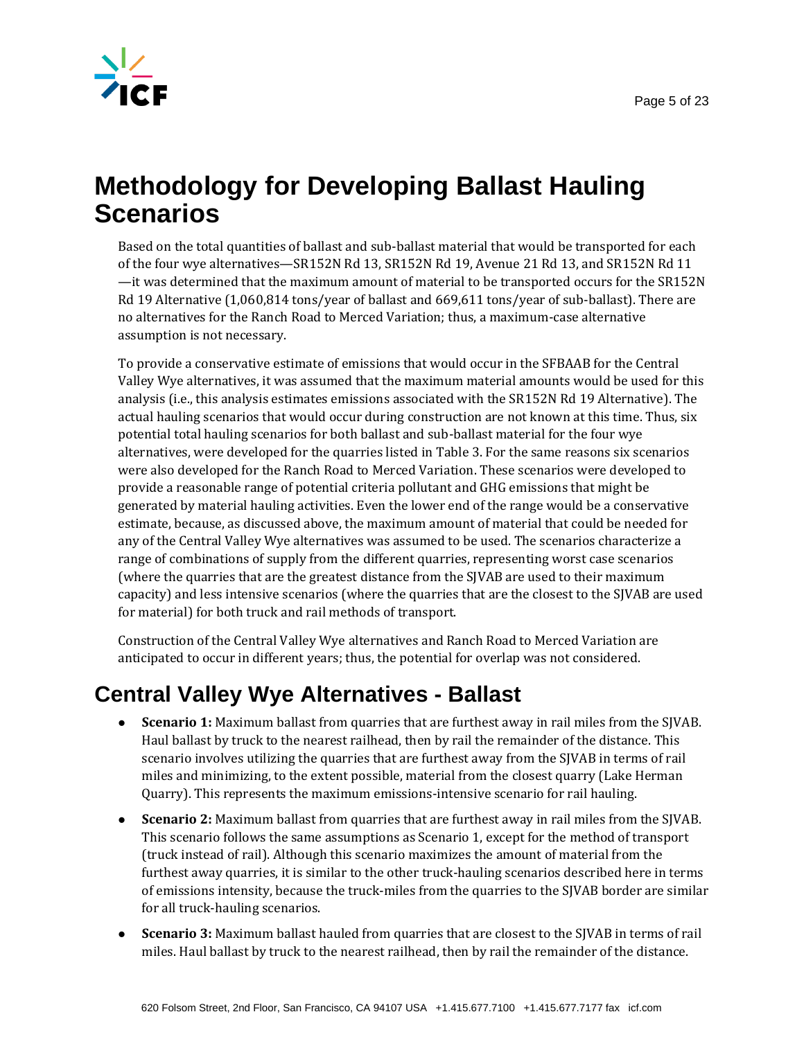# Methodology for Developing Ballast Hauling Scenarios

Based on the total quantities of ballast and sub-ballast material that would be transported for each of the four wye alternatives—SR152N Rd 13, SR152N Rd 19, Avenue 21 Rd 13, and SR152N Rd 11—it was determined that the maximum amount of material to be transported occurs for the SR152N Rd 19 Alternative (1,060,814 tons/year of ballast and 669,611 tons/year of sub-ballast). There are no alternatives for the Ranch Road to Merced Variation; thus, a maximum-case alternative assumption is not necessary.

To provide a conservative estimate of emissions that would occur in the SFBAAB for the Central Valley Wye alternatives, it was assumed that the maximum material amounts would be used for this analysis (i.e., this analysis estimates emissions associated with the SR152N Rd 19 Alternative). The actual hauling scenarios that would occur during construction are not known at this time. Thus, six potential total hauling scenarios for both ballast and sub-ballast material for the four wye alternatives, were developed for the quarries listed in Table 3. For the same reasons six scenarios were also developed for the Ranch Road to Merced Variation. These scenarios were developed to provide a reasonable range of potential criteria pollutant and GHG emissions that might be generated by material hauling activities. Even the lower end of the range would be a conservative estimate, because, as discussed above, the maximum amount of material that could be needed for any of the Central Valley Wye alternatives was assumed to be used. The scenarios characterize a range of combinations of supply from the different quarries, representing worst case scenarios (where the quarries that are the greatest distance from the SJVAB are used to their maximum capacity) and less intensive scenarios (where the quarries that are the closest to the SJVAB are used for material) for both truck and rail methods of transport.

Construction of the Central Valley Wye alternatives and Ranch Road to Merced Variation are anticipated to occur in different years; thus, the potential for overlap was not considered.

## Central Valley Wye Alternatives - Ballast

- **Scenario 1:** Maximum ballast from quarries that are furthest away in rail miles from the SJVAB. Haul ballast by truck to the nearest railhead, then by rail the remainder of the distance. This scenario involves utilizing the quarries that are furthest away from the SJVAB in terms of rail miles and minimizing, to the extent possible, material from the closest quarry (Lake Herman Quarry). This represents the maximum emissions-intensive scenario for rail hauling.
- **Scenario 2:** Maximum ballast from quarries that are furthest away in rail miles from the SJVAB. This scenario follows the same assumptions as Scenario 1, except for the method of transport (truck instead of rail). Although this scenario maximizes the amount of material from the furthest away quarries, it is similar to the other truck-hauling scenarios described here in terms of emissions intensity, because the truck-miles from the quarries to the SJVAB border are similar for all truck-hauling scenarios.
- **Scenario 3:** Maximum ballast hauled from quarries that are closest to the SJVAB in terms of rail miles. Haul ballast by truck to the nearest railhead, then by rail the remainder of the distance.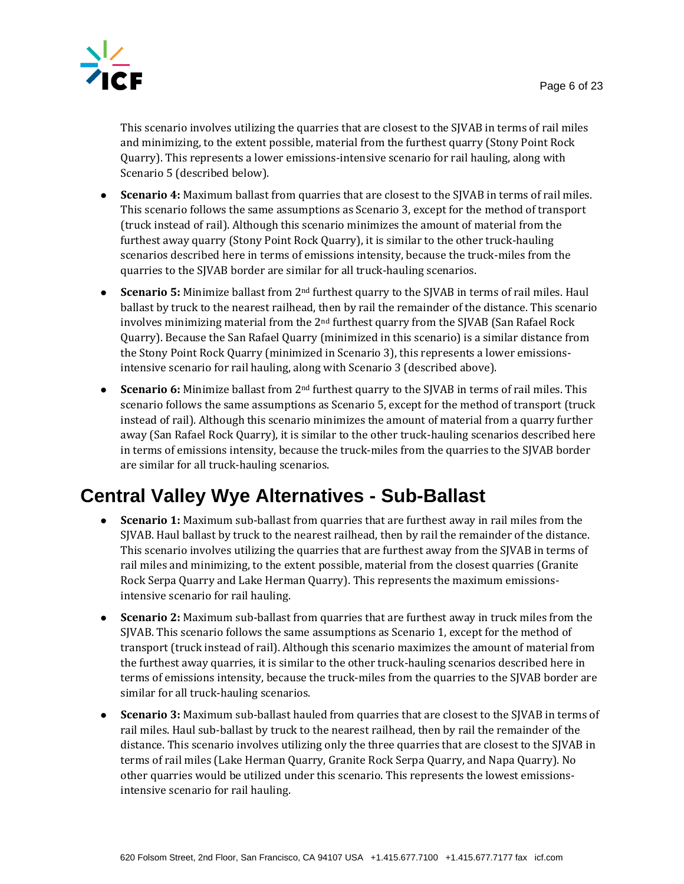This scenario involves utilizing the quarries that are closest to the SJVAB in terms of rail miles and minimizing, to the extent possible, material from the furthest quarry (Stony Point Rock Quarry). This represents a lower emissions-intensive scenario for rail hauling, along with Scenario 5 (described below).

- **Scenario 4:** Maximum ballast from quarries that are closest to the SJVAB in terms of rail miles. This scenario follows the same assumptions as Scenario 3, except for the method of transport (truck instead of rail). Although this scenario minimizes the amount of material from the furthest away quarry (Stony Point Rock Quarry), it is similar to the other truck-hauling scenarios described here in terms of emissions intensity, because the truck-miles from the quarries to the SJVAB border are similar for all truck-hauling scenarios.
- **Scenario 5:** Minimize ballast from 2nd furthest quarry to the SJVAB in terms of rail miles. Haul ballast by truck to the nearest railhead, then by rail the remainder of the distance. This scenario involves minimizing material from the 2nd furthest quarry from the SJVAB (San Rafael Rock Quarry). Because the San Rafael Quarry (minimized in this scenario) is a similar distance from the Stony Point Rock Quarry (minimized in Scenario 3), this represents a lower emissions-intensive scenario for rail hauling, along with Scenario 3 (described above).
- **Scenario 6:** Minimize ballast from 2nd furthest quarry to the SJVAB in terms of rail miles. This scenario follows the same assumptions as Scenario 5, except for the method of transport (truck instead of rail). Although this scenario minimizes the amount of material from a quarry further away (San Rafael Rock Quarry), it is similar to the other truck-hauling scenarios described here in terms of emissions intensity, because the truck-miles from the quarries to the SJVAB border are similar for all truck-hauling scenarios.

## Central Valley Wye Alternatives - Sub-Ballast

- **Scenario 1:** Maximum sub-ballast from quarries that are furthest away in rail miles from the SJVAB. Haul ballast by truck to the nearest railhead, then by rail the remainder of the distance. This scenario involves utilizing the quarries that are furthest away from the SJVAB in terms of rail miles and minimizing, to the extent possible, material from the closest quarries (Granite Rock Serpa Quarry and Lake Herman Quarry). This represents the maximum emissions-intensive scenario for rail hauling.
- **Scenario 2:** Maximum sub-ballast from quarries that are furthest away in truck miles from the SJVAB. This scenario follows the same assumptions as Scenario 1, except for the method of transport (truck instead of rail). Although this scenario maximizes the amount of material from the furthest away quarries, it is similar to the other truck-hauling scenarios described here in terms of emissions intensity, because the truck-miles from the quarries to the SJVAB border are similar for all truck-hauling scenarios.
- **Scenario 3:** Maximum sub-ballast hauled from quarries that are closest to the SJVAB in terms of rail miles. Haul sub-ballast by truck to the nearest railhead, then by rail the remainder of the distance. This scenario involves utilizing only the three quarries that are closest to the SJVAB in terms of rail miles (Lake Herman Quarry, Granite Rock Serpa Quarry, and Napa Quarry). No other quarries would be utilized under this scenario. This represents the lowest emissions-intensive scenario for rail hauling.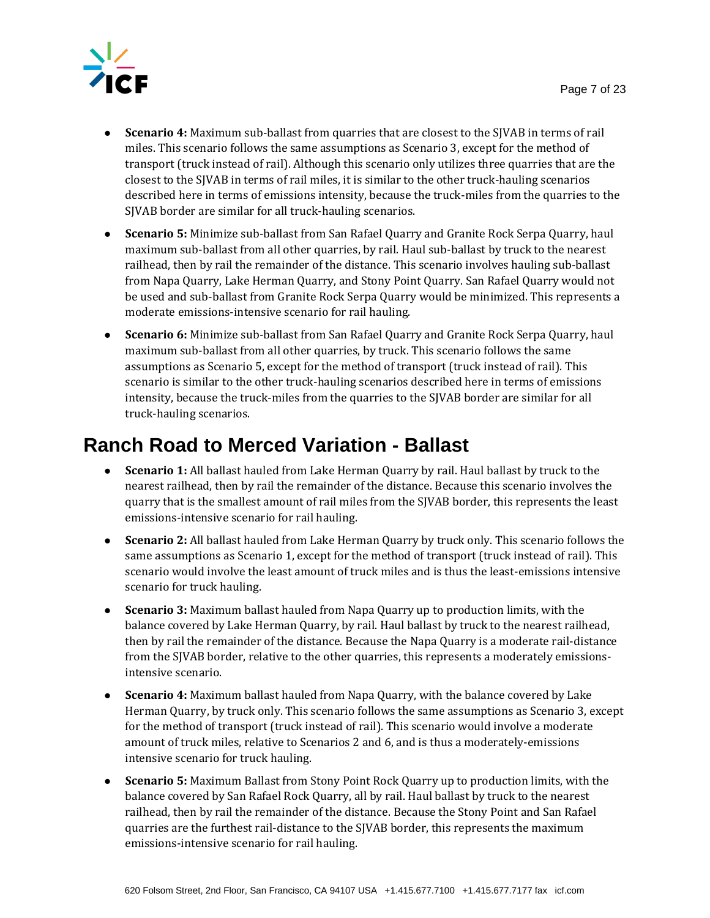- **Scenario 4:** Maximum sub-ballast from quarries that are closest to the SJVAB in terms of rail miles. This scenario follows the same assumptions as Scenario 3, except for the method of transport (truck instead of rail). Although this scenario only utilizes three quarries that are the closest to the SJVAB in terms of rail miles, it is similar to the other truck-hauling scenarios described here in terms of emissions intensity, because the truck-miles from the quarries to the SJVAB border are similar for all truck-hauling scenarios.
- **Scenario 5:** Minimize sub-ballast from San Rafael Quarry and Granite Rock Serpa Quarry, haul maximum sub-ballast from all other quarries, by rail. Haul sub-ballast by truck to the nearest railhead, then by rail the remainder of the distance. This scenario involves hauling sub-ballast from Napa Quarry, Lake Herman Quarry, and Stony Point Quarry. San Rafael Quarry would not be used and sub-ballast from Granite Rock Serpa Quarry would be minimized. This represents a moderate emissions-intensive scenario for rail hauling.
- **Scenario 6:** Minimize sub-ballast from San Rafael Quarry and Granite Rock Serpa Quarry, haul maximum sub-ballast from all other quarries, by truck. This scenario follows the same assumptions as Scenario 5, except for the method of transport (truck instead of rail). This scenario is similar to the other truck-hauling scenarios described here in terms of emissions intensity, because the truck-miles from the quarries to the SJVAB border are similar for all truck-hauling scenarios.

# Ranch Road to Merced Variation - Ballast

- **Scenario 1:** All ballast hauled from Lake Herman Quarry by rail. Haul ballast by truck to the nearest railhead, then by rail the remainder of the distance. Because this scenario involves the quarry that is the smallest amount of rail miles from the SJVAB border, this represents the least emissions-intensive scenario for rail hauling.
- **Scenario 2:** All ballast hauled from Lake Herman Quarry by truck only. This scenario follows the same assumptions as Scenario 1, except for the method of transport (truck instead of rail). This scenario would involve the least amount of truck miles and is thus the least-emissions intensive scenario for truck hauling.
- **Scenario 3:** Maximum ballast hauled from Napa Quarry up to production limits, with the balance covered by Lake Herman Quarry, by rail. Haul ballast by truck to the nearest railhead, then by rail the remainder of the distance. Because the Napa Quarry is a moderate rail-distance from the SJVAB border, relative to the other quarries, this represents a moderately emissions-intensive scenario.
- **Scenario 4:** Maximum ballast hauled from Napa Quarry, with the balance covered by Lake Herman Quarry, by truck only. This scenario follows the same assumptions as Scenario 3, except for the method of transport (truck instead of rail). This scenario would involve a moderate amount of truck miles, relative to Scenarios 2 and 6, and is thus a moderately-emissions intensive scenario for truck hauling.
- **Scenario 5:** Maximum Ballast from Stony Point Rock Quarry up to production limits, with the balance covered by San Rafael Rock Quarry, all by rail. Haul ballast by truck to the nearest railhead, then by rail the remainder of the distance. Because the Stony Point and San Rafael quarries are the furthest rail-distance to the SJVAB border, this represents the maximum emissions-intensive scenario for rail hauling.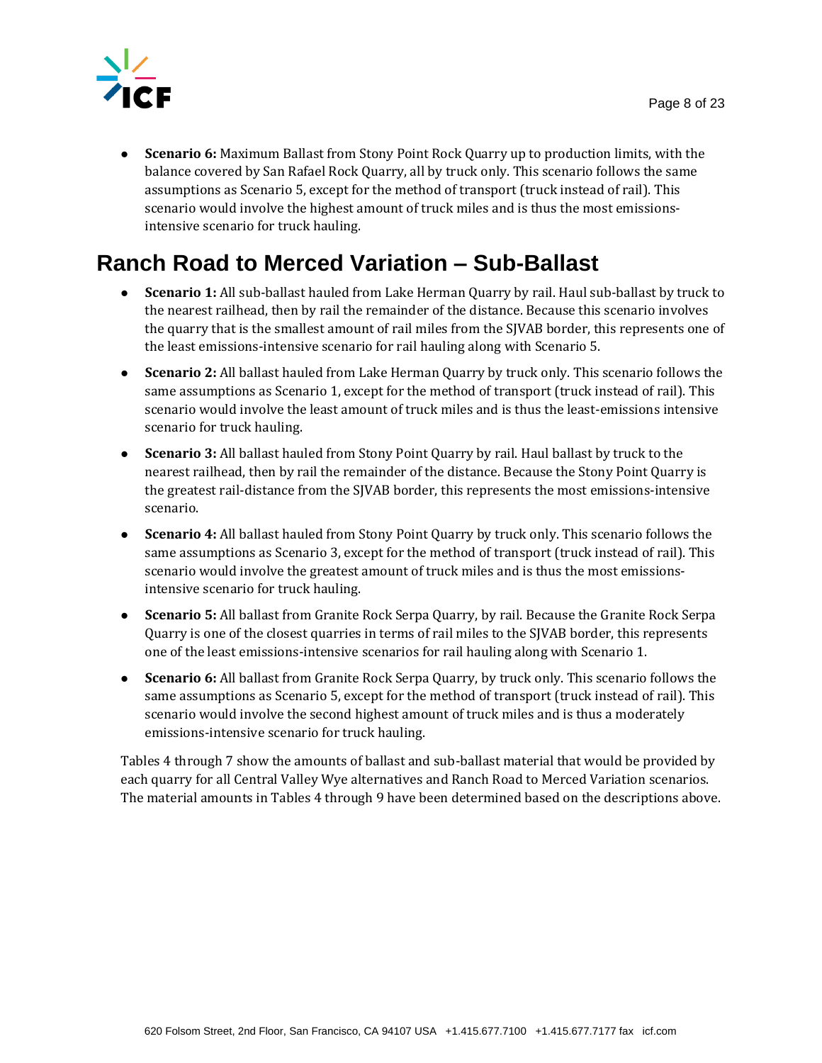- **Scenario 6:** Maximum Ballast from Stony Point Rock Quarry up to production limits, with the balance covered by San Rafael Rock Quarry, all by truck only. This scenario follows the same assumptions as Scenario 5, except for the method of transport (truck instead of rail). This scenario would involve the highest amount of truck miles and is thus the most emissions-intensive scenario for truck hauling.

## Ranch Road to Merced Variation – Sub-Ballast

- **Scenario 1:** All sub-ballast hauled from Lake Herman Quarry by rail. Haul sub-ballast by truck to the nearest railhead, then by rail the remainder of the distance. Because this scenario involves the quarry that is the smallest amount of rail miles from the SJVAB border, this represents one of the least emissions-intensive scenario for rail hauling along with Scenario 5.
- **Scenario 2:** All ballast hauled from Lake Herman Quarry by truck only. This scenario follows the same assumptions as Scenario 1, except for the method of transport (truck instead of rail). This scenario would involve the least amount of truck miles and is thus the least-emissions intensive scenario for truck hauling.
- **Scenario 3:** All ballast hauled from Stony Point Quarry by rail. Haul ballast by truck to the nearest railhead, then by rail the remainder of the distance. Because the Stony Point Quarry is the greatest rail-distance from the SJVAB border, this represents the most emissions-intensive scenario.
- **Scenario 4:** All ballast hauled from Stony Point Quarry by truck only. This scenario follows the same assumptions as Scenario 3, except for the method of transport (truck instead of rail). This scenario would involve the greatest amount of truck miles and is thus the most emissions-intensive scenario for truck hauling.
- **Scenario 5:** All ballast from Granite Rock Serpa Quarry, by rail. Because the Granite Rock Serpa Quarry is one of the closest quarries in terms of rail miles to the SJVAB border, this represents one of the least emissions-intensive scenarios for rail hauling along with Scenario 1.
- **Scenario 6:** All ballast from Granite Rock Serpa Quarry, by truck only. This scenario follows the same assumptions as Scenario 5, except for the method of transport (truck instead of rail). This scenario would involve the second highest amount of truck miles and is thus a moderately emissions-intensive scenario for truck hauling.

Tables 4 through 7 show the amounts of ballast and sub-ballast material that would be provided by each quarry for all Central Valley Wye alternatives and Ranch Road to Merced Variation scenarios. The material amounts in Tables 4 through 9 have been determined based on the descriptions above.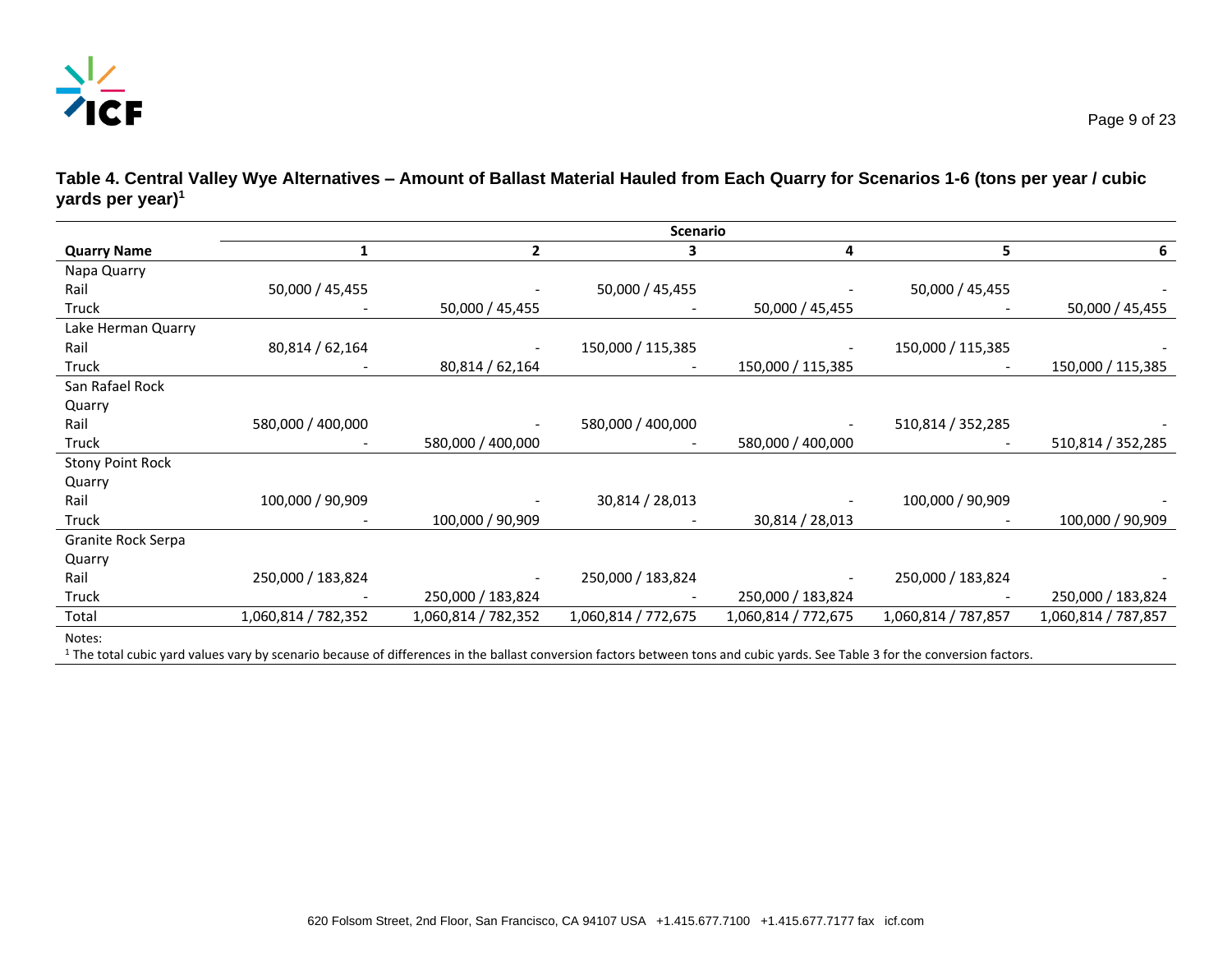**Table 4. Central Valley Wye Alternatives – Amount of Ballast Material Hauled from Each Quarry for Scenarios 1-6 (tons per year / cubic yards per year)[1]**

| | Scenario | | | | | |
|---|---|---|---|---|---|---|
| **Quarry Name** | **1** | **2** | **3** | **4** | **5** | **6** |
| Napa Quarry | | | | | | |
| Rail | 50,000 / 45,455 | - | 50,000 / 45,455 | - | 50,000 / 45,455 | - |
| Truck | - | 50,000 / 45,455 | - | 50,000 / 45,455 | - | 50,000 / 45,455 |
| Lake Herman Quarry | | | | | | |
| Rail | 80,814 / 62,164 | - | 150,000 / 115,385 | - | 150,000 / 115,385 | - |
| Truck | - | 80,814 / 62,164 | - | 150,000 / 115,385 | - | 150,000 / 115,385 |
| San Rafael Rock Quarry | | | | | | |
| Rail | 580,000 / 400,000 | - | 580,000 / 400,000 | - | 510,814 / 352,285 | - |
| Truck | - | 580,000 / 400,000 | - | 580,000 / 400,000 | - | 510,814 / 352,285 |
| Stony Point Rock Quarry | | | | | | |
| Rail | 100,000 / 90,909 | - | 30,814 / 28,013 | - | 100,000 / 90,909 | - |
| Truck | - | 100,000 / 90,909 | - | 30,814 / 28,013 | - | 100,000 / 90,909 |
| Granite Rock Serpa Quarry | | | | | | |
| Rail | 250,000 / 183,824 | - | 250,000 / 183,824 | - | 250,000 / 183,824 | - |
| Truck | - | 250,000 / 183,824 | - | 250,000 / 183,824 | - | 250,000 / 183,824 |
| Total | 1,060,814 / 782,352 | 1,060,814 / 782,352 | 1,060,814 / 772,675 | 1,060,814 / 772,675 | 1,060,814 / 787,857 | 1,060,814 / 787,857 |

Notes:

[1] The total cubic yard values vary by scenario because of differences in the ballast conversion factors between tons and cubic yards. See Table 3 for the conversion factors.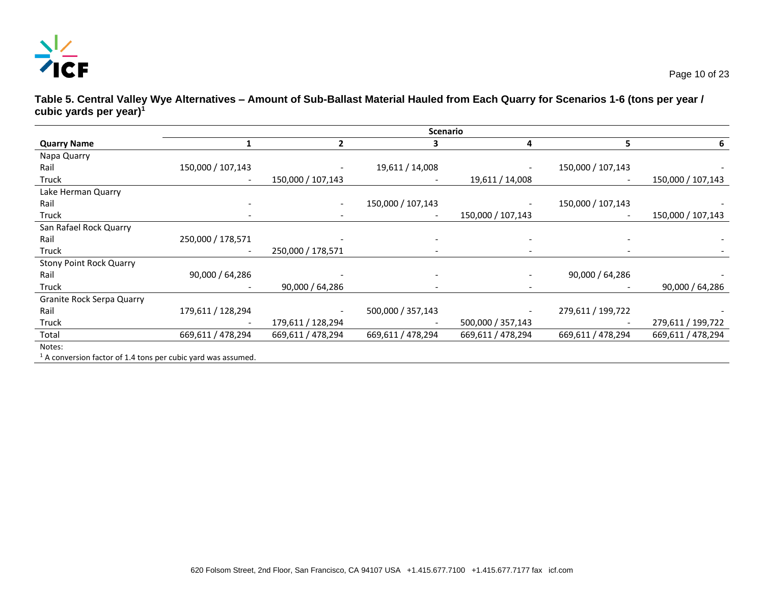**Table 5. Central Valley Wye Alternatives – Amount of Sub-Ballast Material Hauled from Each Quarry for Scenarios 1-6 (tons per year / cubic yards per year)[1]**

| | Scenario | | | | | |
|---|---|---|---|---|---|---|
| **Quarry Name** | **1** | **2** | **3** | **4** | **5** | **6** |
| Napa Quarry | | | | | | |
| Rail | 150,000 / 107,143 | - | 19,611 / 14,008 | - | 150,000 / 107,143 | - |
| Truck | - | 150,000 / 107,143 | - | 19,611 / 14,008 | - | 150,000 / 107,143 |
| Lake Herman Quarry | | | | | | |
| Rail | - | - | 150,000 / 107,143 | - | 150,000 / 107,143 | - |
| Truck | - | - | - | 150,000 / 107,143 | - | 150,000 / 107,143 |
| San Rafael Rock Quarry | | | | | | |
| Rail | 250,000 / 178,571 | - | - | - | - | - |
| Truck | - | 250,000 / 178,571 | - | - | - | - |
| Stony Point Rock Quarry | | | | | | |
| Rail | 90,000 / 64,286 | - | - | - | 90,000 / 64,286 | - |
| Truck | - | 90,000 / 64,286 | - | - | - | 90,000 / 64,286 |
| Granite Rock Serpa Quarry | | | | | | |
| Rail | 179,611 / 128,294 | - | 500,000 / 357,143 | - | 279,611 / 199,722 | - |
| Truck | - | 179,611 / 128,294 | - | 500,000 / 357,143 | - | 279,611 / 199,722 |
| Total | 669,611 / 478,294 | 669,611 / 478,294 | 669,611 / 478,294 | 669,611 / 478,294 | 669,611 / 478,294 | 669,611 / 478,294 |

Notes:

[1] A conversion factor of 1.4 tons per cubic yard was assumed.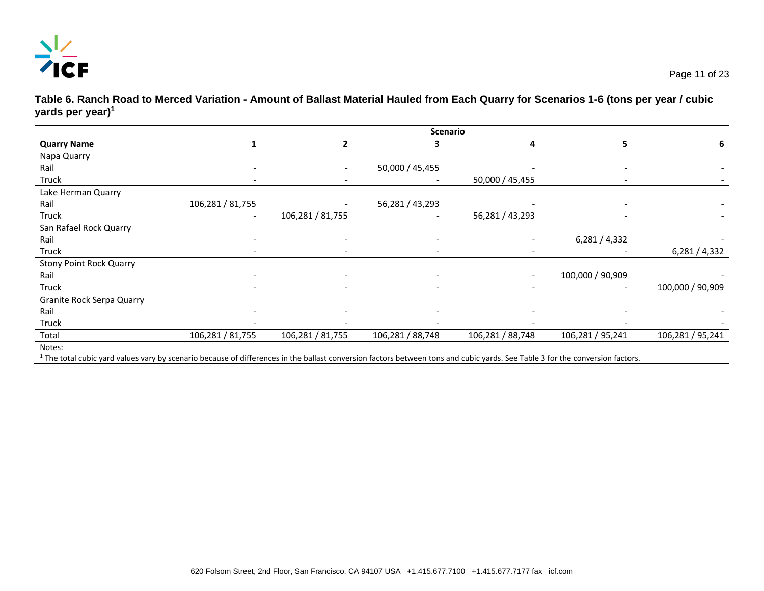**Table 6. Ranch Road to Merced Variation - Amount of Ballast Material Hauled from Each Quarry for Scenarios 1-6 (tons per year / cubic yards per year)[1]**

| | Scenario | | | | | |
|---|---|---|---|---|---|---|
| **Quarry Name** | **1** | **2** | **3** | **4** | **5** | **6** |
| Napa Quarry | | | | | | |
| Rail | - | - | 50,000 / 45,455 | - | - | - |
| Truck | - | - | - | 50,000 / 45,455 | - | - |
| Lake Herman Quarry | | | | | | |
| Rail | 106,281 / 81,755 | - | 56,281 / 43,293 | - | - | - |
| Truck | - | 106,281 / 81,755 | - | 56,281 / 43,293 | - | - |
| San Rafael Rock Quarry | | | | | | |
| Rail | - | - | - | - | 6,281 / 4,332 | - |
| Truck | - | - | - | - | - | 6,281 / 4,332 |
| Stony Point Rock Quarry | | | | | | |
| Rail | - | - | - | - | 100,000 / 90,909 | - |
| Truck | - | - | - | - | - | 100,000 / 90,909 |
| Granite Rock Serpa Quarry | | | | | | |
| Rail | - | - | - | - | - | - |
| Truck | - | - | - | - | - | - |
| Total | 106,281 / 81,755 | 106,281 / 81,755 | 106,281 / 88,748 | 106,281 / 88,748 | 106,281 / 95,241 | 106,281 / 95,241 |

Notes:

[1] The total cubic yard values vary by scenario because of differences in the ballast conversion factors between tons and cubic yards. See Table 3 for the conversion factors.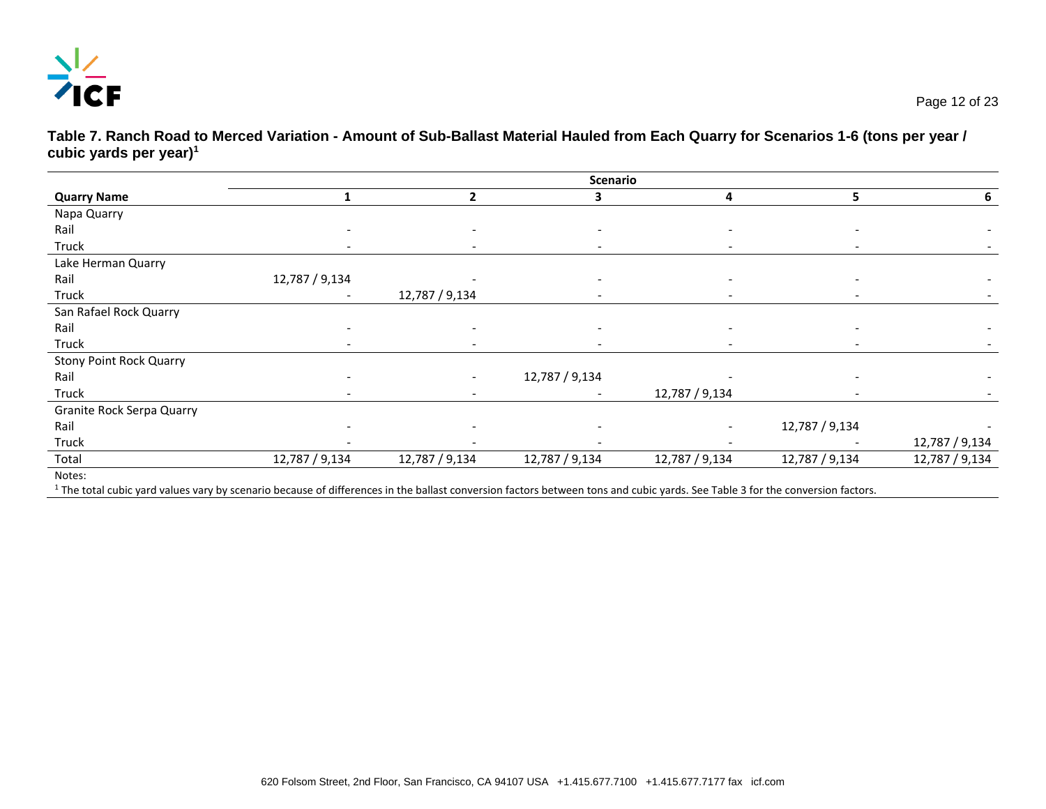**Table 7. Ranch Road to Merced Variation - Amount of Sub-Ballast Material Hauled from Each Quarry for Scenarios 1-6 (tons per year / cubic yards per year)[1]**

| | Scenario | | | | | |
|---|---|---|---|---|---|---|
| **Quarry Name** | **1** | **2** | **3** | **4** | **5** | **6** |
| Napa Quarry | | | | | | |
| Rail | - | - | - | - | - | - |
| Truck | - | - | - | - | - | - |
| Lake Herman Quarry | | | | | | |
| Rail | 12,787 / 9,134 | - | - | - | - | - |
| Truck | - | 12,787 / 9,134 | - | - | - | - |
| San Rafael Rock Quarry | | | | | | |
| Rail | - | - | - | - | - | - |
| Truck | - | - | - | - | - | - |
| Stony Point Rock Quarry | | | | | | |
| Rail | - | - | 12,787 / 9,134 | - | - | - |
| Truck | - | - | - | 12,787 / 9,134 | - | - |
| Granite Rock Serpa Quarry | | | | | | |
| Rail | - | - | - | - | 12,787 / 9,134 | - |
| Truck | - | - | - | - | - | 12,787 / 9,134 |
| Total | 12,787 / 9,134 | 12,787 / 9,134 | 12,787 / 9,134 | 12,787 / 9,134 | 12,787 / 9,134 | 12,787 / 9,134 |

Notes:

[1] The total cubic yard values vary by scenario because of differences in the ballast conversion factors between tons and cubic yards. See Table 3 for the conversion factors.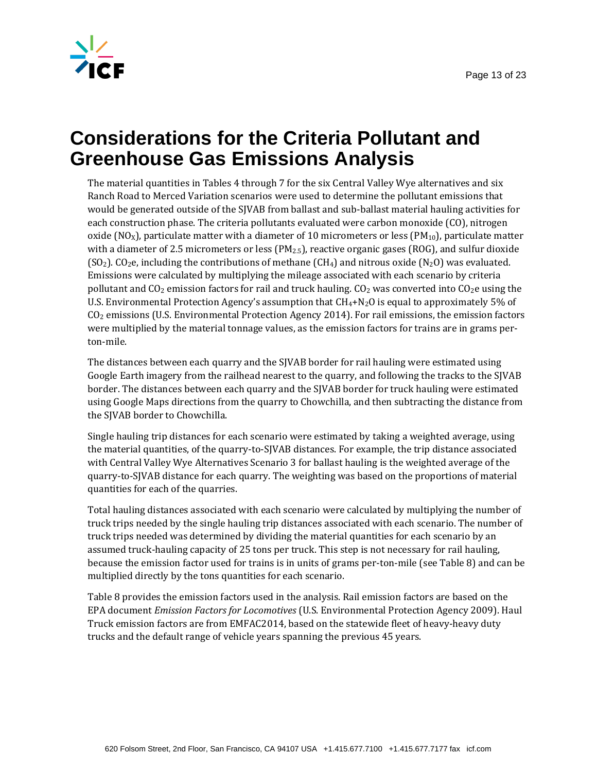# Considerations for the Criteria Pollutant and Greenhouse Gas Emissions Analysis

The material quantities in Tables 4 through 7 for the six Central Valley Wye alternatives and six Ranch Road to Merced Variation scenarios were used to determine the pollutant emissions that would be generated outside of the SJVAB from ballast and sub-ballast material hauling activities for each construction phase. The criteria pollutants evaluated were carbon monoxide (CO), nitrogen oxide ($NO_X$), particulate matter with a diameter of 10 micrometers or less ($PM_{10}$), particulate matter with a diameter of 2.5 micrometers or less ($PM_{2.5}$), reactive organic gases (ROG), and sulfur dioxide ($SO_2$). $CO_2e$, including the contributions of methane ($CH_4$) and nitrous oxide ($N_2O$) was evaluated. Emissions were calculated by multiplying the mileage associated with each scenario by criteria pollutant and $CO_2$ emission factors for rail and truck hauling. $CO_2$ was converted into $CO_2e$ using the U.S. Environmental Protection Agency's assumption that $CH_4$+$N_2O$ is equal to approximately 5% of $CO_2$ emissions (U.S. Environmental Protection Agency 2014). For rail emissions, the emission factors were multiplied by the material tonnage values, as the emission factors for trains are in grams per-ton-mile.

The distances between each quarry and the SJVAB border for rail hauling were estimated using Google Earth imagery from the railhead nearest to the quarry, and following the tracks to the SJVAB border. The distances between each quarry and the SJVAB border for truck hauling were estimated using Google Maps directions from the quarry to Chowchilla, and then subtracting the distance from the SJVAB border to Chowchilla.

Single hauling trip distances for each scenario were estimated by taking a weighted average, using the material quantities, of the quarry-to-SJVAB distances. For example, the trip distance associated with Central Valley Wye Alternatives Scenario 3 for ballast hauling is the weighted average of the quarry-to-SJVAB distance for each quarry. The weighting was based on the proportions of material quantities for each of the quarries.

Total hauling distances associated with each scenario were calculated by multiplying the number of truck trips needed by the single hauling trip distances associated with each scenario. The number of truck trips needed was determined by dividing the material quantities for each scenario by an assumed truck-hauling capacity of 25 tons per truck. This step is not necessary for rail hauling, because the emission factor used for trains is in units of grams per-ton-mile (see Table 8) and can be multiplied directly by the tons quantities for each scenario.

Table 8 provides the emission factors used in the analysis. Rail emission factors are based on the EPA document *Emission Factors for Locomotives* (U.S. Environmental Protection Agency 2009). Haul Truck emission factors are from EMFAC2014, based on the statewide fleet of heavy-heavy duty trucks and the default range of vehicle years spanning the previous 45 years.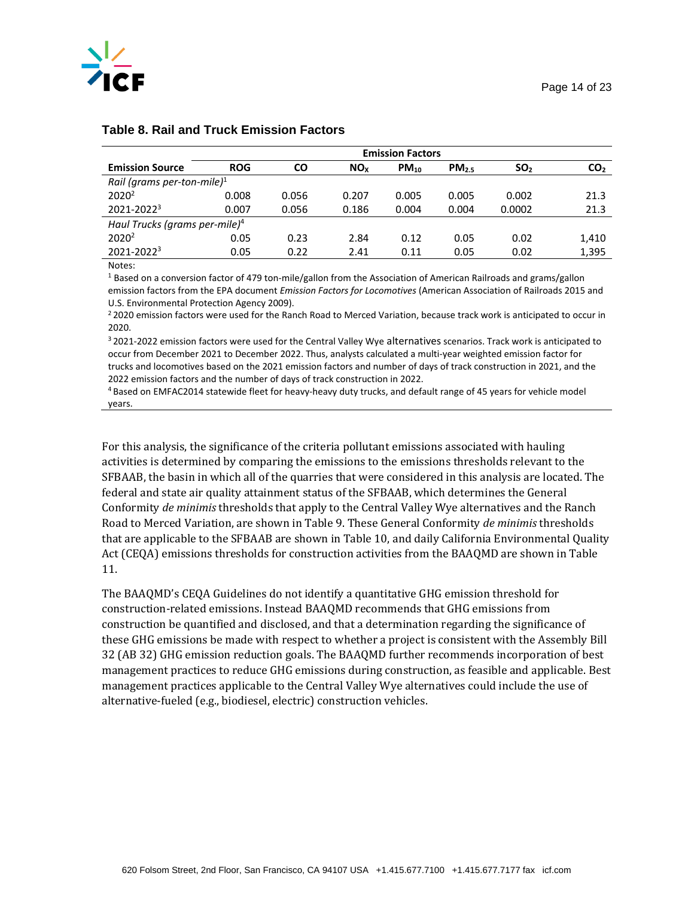### Table 8. Rail and Truck Emission Factors

| Emission Source | Emission Factors | | | | | | |
|---|---|---|---|---|---|---|---|
| | ROG | CO | $NO_X$ | $PM_{10}$ | $PM_{2.5}$ | $SO_2$ | $CO_2$ |
| *Rail (grams per-ton-mile)*[1] | | | | | | | |
| 2020[2] | 0.008 | 0.056 | 0.207 | 0.005 | 0.005 | 0.002 | 21.3 |
| 2021-2022[3] | 0.007 | 0.056 | 0.186 | 0.004 | 0.004 | 0.0002 | 21.3 |
| *Haul Trucks (grams per-mile)*[4] | | | | | | | |
| 2020[2] | 0.05 | 0.23 | 2.84 | 0.12 | 0.05 | 0.02 | 1,410 |
| 2021-2022[3] | 0.05 | 0.22 | 2.41 | 0.11 | 0.05 | 0.02 | 1,395 |

Notes:

[1] Based on a conversion factor of 479 ton-mile/gallon from the Association of American Railroads and grams/gallon emission factors from the EPA document *Emission Factors for Locomotives* (American Association of Railroads 2015 and U.S. Environmental Protection Agency 2009).

[2] 2020 emission factors were used for the Ranch Road to Merced Variation, because track work is anticipated to occur in 2020.

[3] 2021-2022 emission factors were used for the Central Valley Wye alternatives scenarios. Track work is anticipated to occur from December 2021 to December 2022. Thus, analysts calculated a multi-year weighted emission factor for trucks and locomotives based on the 2021 emission factors and number of days of track construction in 2021, and the 2022 emission factors and the number of days of track construction in 2022.

[4] Based on EMFAC2014 statewide fleet for heavy-heavy duty trucks, and default range of 45 years for vehicle model years.

For this analysis, the significance of the criteria pollutant emissions associated with hauling activities is determined by comparing the emissions to the emissions thresholds relevant to the SFBAAB, the basin in which all of the quarries that were considered in this analysis are located. The federal and state air quality attainment status of the SFBAAB, which determines the General Conformity *de minimis* thresholds that apply to the Central Valley Wye alternatives and the Ranch Road to Merced Variation, are shown in Table 9. These General Conformity *de minimis* thresholds that are applicable to the SFBAAB are shown in Table 10, and daily California Environmental Quality Act (CEQA) emissions thresholds for construction activities from the BAAQMD are shown in Table 11.

The BAAQMD's CEQA Guidelines do not identify a quantitative GHG emission threshold for construction-related emissions. Instead BAAQMD recommends that GHG emissions from construction be quantified and disclosed, and that a determination regarding the significance of these GHG emissions be made with respect to whether a project is consistent with the Assembly Bill 32 (AB 32) GHG emission reduction goals. The BAAQMD further recommends incorporation of best management practices to reduce GHG emissions during construction, as feasible and applicable. Best management practices applicable to the Central Valley Wye alternatives could include the use of alternative-fueled (e.g., biodiesel, electric) construction vehicles.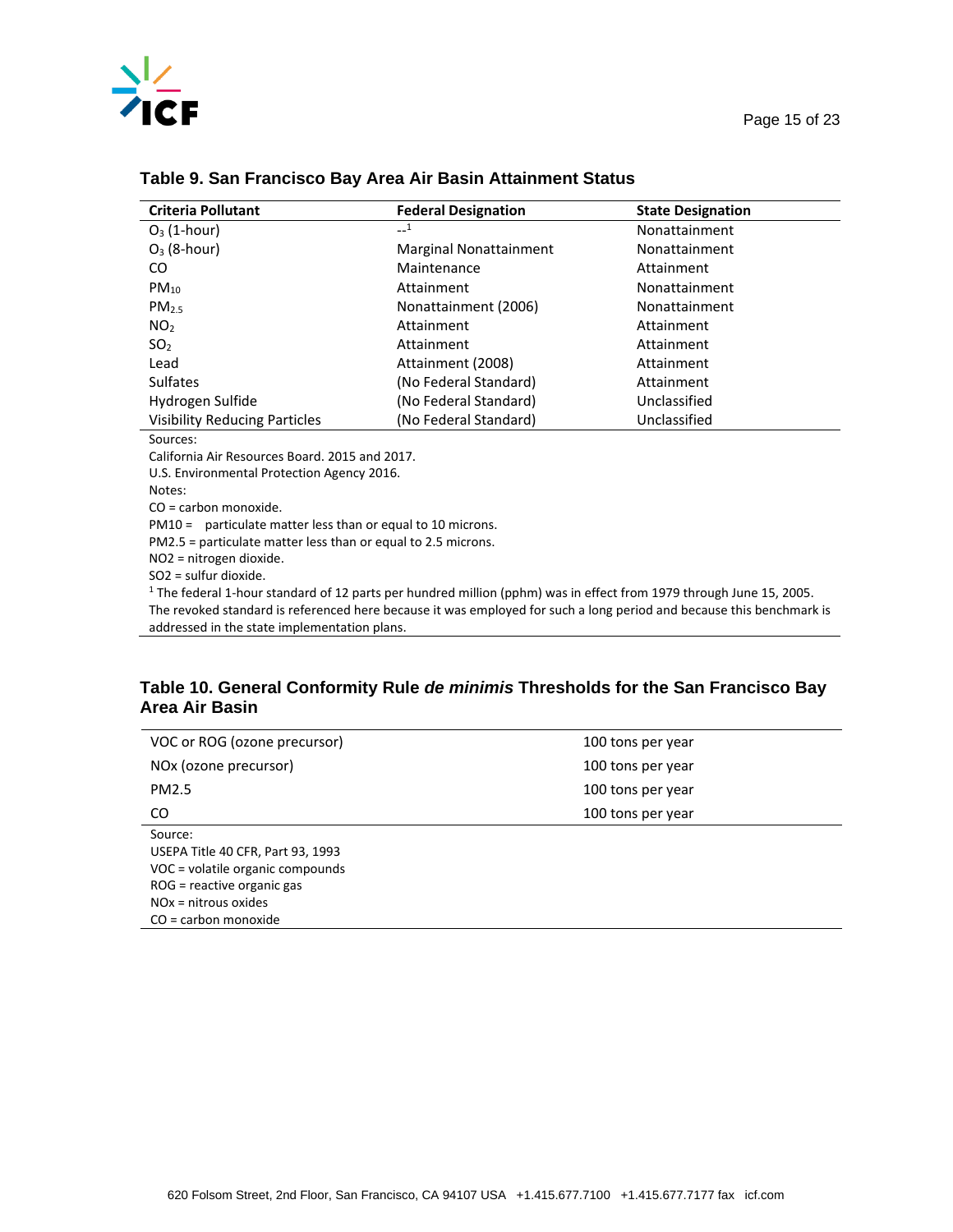### Table 9. San Francisco Bay Area Air Basin Attainment Status

| Criteria Pollutant | Federal Designation | State Designation |
|---|---|---|
| $O_3$ (1-hour) | --[1] | Nonattainment |
| $O_3$ (8-hour) | Marginal Nonattainment | Nonattainment |
| CO | Maintenance | Attainment |
| $PM_{10}$ | Attainment | Nonattainment |
| $PM_{2.5}$ | Nonattainment (2006) | Nonattainment |
| $NO_2$ | Attainment | Attainment |
| $SO_2$ | Attainment | Attainment |
| Lead | Attainment (2008) | Attainment |
| Sulfates | (No Federal Standard) | Attainment |
| Hydrogen Sulfide | (No Federal Standard) | Unclassified |
| Visibility Reducing Particles | (No Federal Standard) | Unclassified |

Sources:
California Air Resources Board. 2015 and 2017.
U.S. Environmental Protection Agency 2016.
Notes:
CO = carbon monoxide.
PM10 = particulate matter less than or equal to 10 microns.
PM2.5 = particulate matter less than or equal to 2.5 microns.
NO2 = nitrogen dioxide.
SO2 = sulfur dioxide.
[1] The federal 1-hour standard of 12 parts per hundred million (pphm) was in effect from 1979 through June 15, 2005. The revoked standard is referenced here because it was employed for such a long period and because this benchmark is addressed in the state implementation plans.

### Table 10. General Conformity Rule *de minimis* Thresholds for the San Francisco Bay Area Air Basin

| | |
|---|---|
| VOC or ROG (ozone precursor) | 100 tons per year |
| NOx (ozone precursor) | 100 tons per year |
| PM2.5 | 100 tons per year |
| CO | 100 tons per year |

Source:
USEPA Title 40 CFR, Part 93, 1993
VOC = volatile organic compounds
ROG = reactive organic gas
NOx = nitrous oxides
CO = carbon monoxide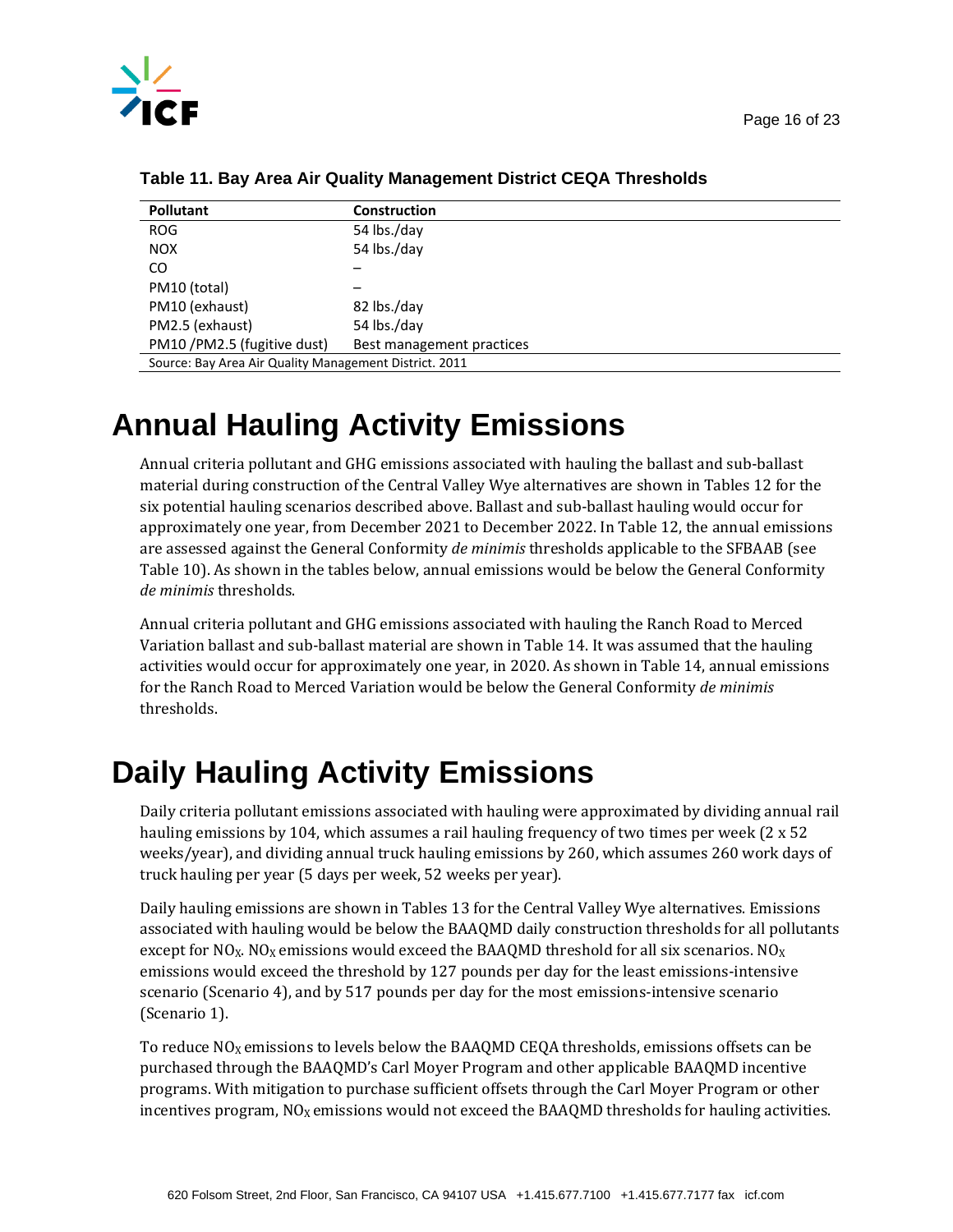**Table 11. Bay Area Air Quality Management District CEQA Thresholds**

| Pollutant | Construction |
|---|---|
| ROG | 54 lbs./day |
| NOX | 54 lbs./day |
| CO | – |
| PM10 (total) | – |
| PM10 (exhaust) | 82 lbs./day |
| PM2.5 (exhaust) | 54 lbs./day |
| PM10 /PM2.5 (fugitive dust) | Best management practices |
| Source: Bay Area Air Quality Management District. 2011 | |

# Annual Hauling Activity Emissions

Annual criteria pollutant and GHG emissions associated with hauling the ballast and sub-ballast material during construction of the Central Valley Wye alternatives are shown in Tables 12 for the six potential hauling scenarios described above. Ballast and sub-ballast hauling would occur for approximately one year, from December 2021 to December 2022. In Table 12, the annual emissions are assessed against the General Conformity *de minimis* thresholds applicable to the SFBAAB (see Table 10). As shown in the tables below, annual emissions would be below the General Conformity *de minimis* thresholds.

Annual criteria pollutant and GHG emissions associated with hauling the Ranch Road to Merced Variation ballast and sub-ballast material are shown in Table 14. It was assumed that the hauling activities would occur for approximately one year, in 2020. As shown in Table 14, annual emissions for the Ranch Road to Merced Variation would be below the General Conformity *de minimis* thresholds.

# Daily Hauling Activity Emissions

Daily criteria pollutant emissions associated with hauling were approximated by dividing annual rail hauling emissions by 104, which assumes a rail hauling frequency of two times per week (2 x 52 weeks/year), and dividing annual truck hauling emissions by 260, which assumes 260 work days of truck hauling per year (5 days per week, 52 weeks per year).

Daily hauling emissions are shown in Tables 13 for the Central Valley Wye alternatives. Emissions associated with hauling would be below the BAAQMD daily construction thresholds for all pollutants except for $NO_X$. $NO_X$ emissions would exceed the BAAQMD threshold for all six scenarios. $NO_X$ emissions would exceed the threshold by 127 pounds per day for the least emissions-intensive scenario (Scenario 4), and by 517 pounds per day for the most emissions-intensive scenario (Scenario 1).

To reduce $NO_X$ emissions to levels below the BAAQMD CEQA thresholds, emissions offsets can be purchased through the BAAQMD's Carl Moyer Program and other applicable BAAQMD incentive programs. With mitigation to purchase sufficient offsets through the Carl Moyer Program or other incentives program, $NO_X$ emissions would not exceed the BAAQMD thresholds for hauling activities.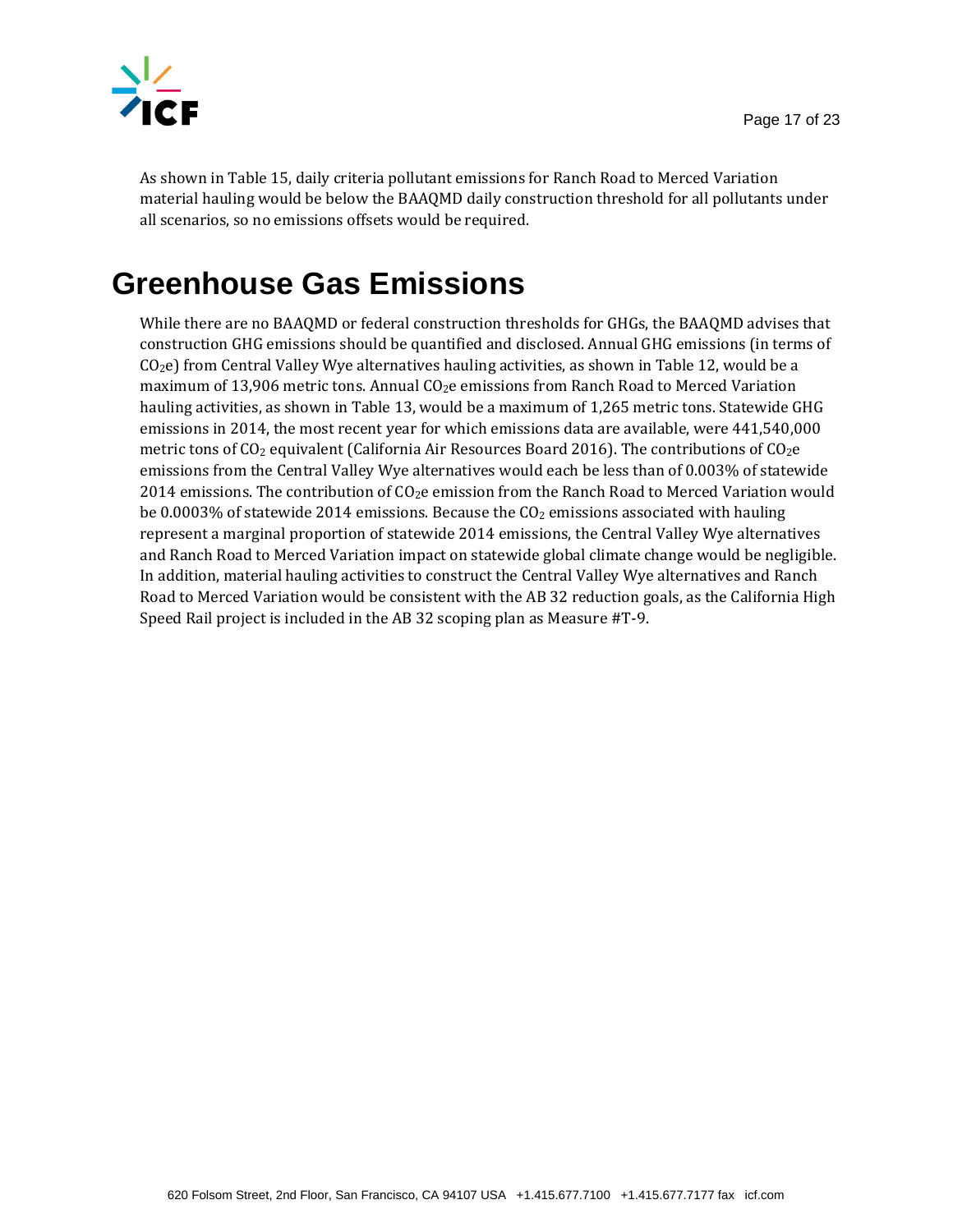As shown in Table 15, daily criteria pollutant emissions for Ranch Road to Merced Variation material hauling would be below the BAAQMD daily construction threshold for all pollutants under all scenarios, so no emissions offsets would be required.

# Greenhouse Gas Emissions

While there are no BAAQMD or federal construction thresholds for GHGs, the BAAQMD advises that construction GHG emissions should be quantified and disclosed. Annual GHG emissions (in terms of $CO_2e$) from Central Valley Wye alternatives hauling activities, as shown in Table 12, would be a maximum of 13,906 metric tons. Annual $CO_2e$ emissions from Ranch Road to Merced Variation hauling activities, as shown in Table 13, would be a maximum of 1,265 metric tons. Statewide GHG emissions in 2014, the most recent year for which emissions data are available, were 441,540,000 metric tons of $CO_2$ equivalent (California Air Resources Board 2016). The contributions of $CO_2e$ emissions from the Central Valley Wye alternatives would each be less than of 0.003% of statewide 2014 emissions. The contribution of $CO_2e$ emission from the Ranch Road to Merced Variation would be 0.0003% of statewide 2014 emissions. Because the $CO_2$ emissions associated with hauling represent a marginal proportion of statewide 2014 emissions, the Central Valley Wye alternatives and Ranch Road to Merced Variation impact on statewide global climate change would be negligible. In addition, material hauling activities to construct the Central Valley Wye alternatives and Ranch Road to Merced Variation would be consistent with the AB 32 reduction goals, as the California High Speed Rail project is included in the AB 32 scoping plan as Measure #T-9.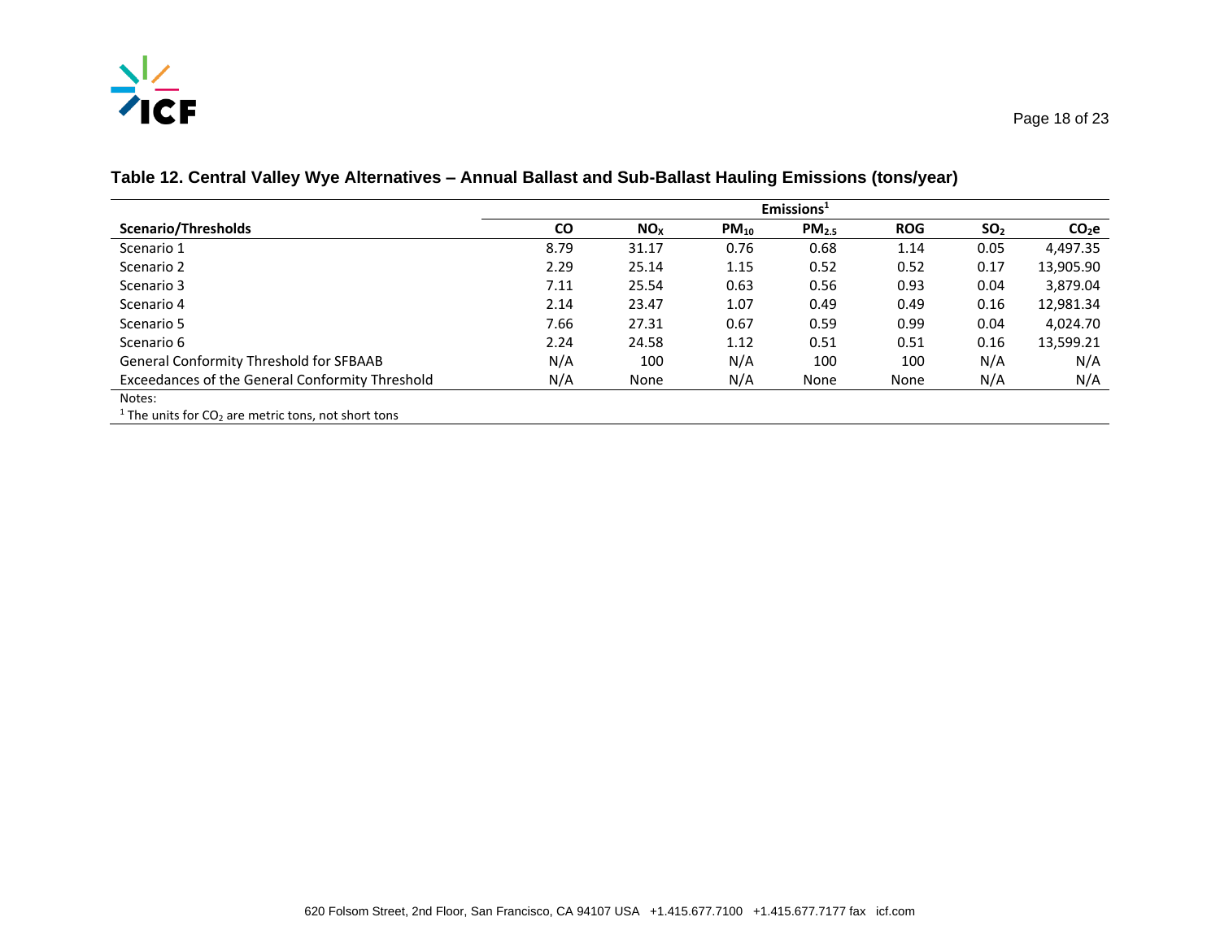### Table 12. Central Valley Wye Alternatives – Annual Ballast and Sub-Ballast Hauling Emissions (tons/year)

| Scenario/Thresholds | Emissions[1] | | | | | | |
|---|---|---|---|---|---|---|---|
| | CO | $NO_X$ | $PM_{10}$ | $PM_{2.5}$ | ROG | $SO_2$ | $CO_2e$ |
| Scenario 1 | 8.79 | 31.17 | 0.76 | 0.68 | 1.14 | 0.05 | 4,497.35 |
| Scenario 2 | 2.29 | 25.14 | 1.15 | 0.52 | 0.52 | 0.17 | 13,905.90 |
| Scenario 3 | 7.11 | 25.54 | 0.63 | 0.56 | 0.93 | 0.04 | 3,879.04 |
| Scenario 4 | 2.14 | 23.47 | 1.07 | 0.49 | 0.49 | 0.16 | 12,981.34 |
| Scenario 5 | 7.66 | 27.31 | 0.67 | 0.59 | 0.99 | 0.04 | 4,024.70 |
| Scenario 6 | 2.24 | 24.58 | 1.12 | 0.51 | 0.51 | 0.16 | 13,599.21 |
| General Conformity Threshold for SFBAAB | N/A | 100 | N/A | 100 | 100 | N/A | N/A |
| Exceedances of the General Conformity Threshold | N/A | None | N/A | None | None | N/A | N/A |

Notes:

[1] The units for $CO_2$ are metric tons, not short tons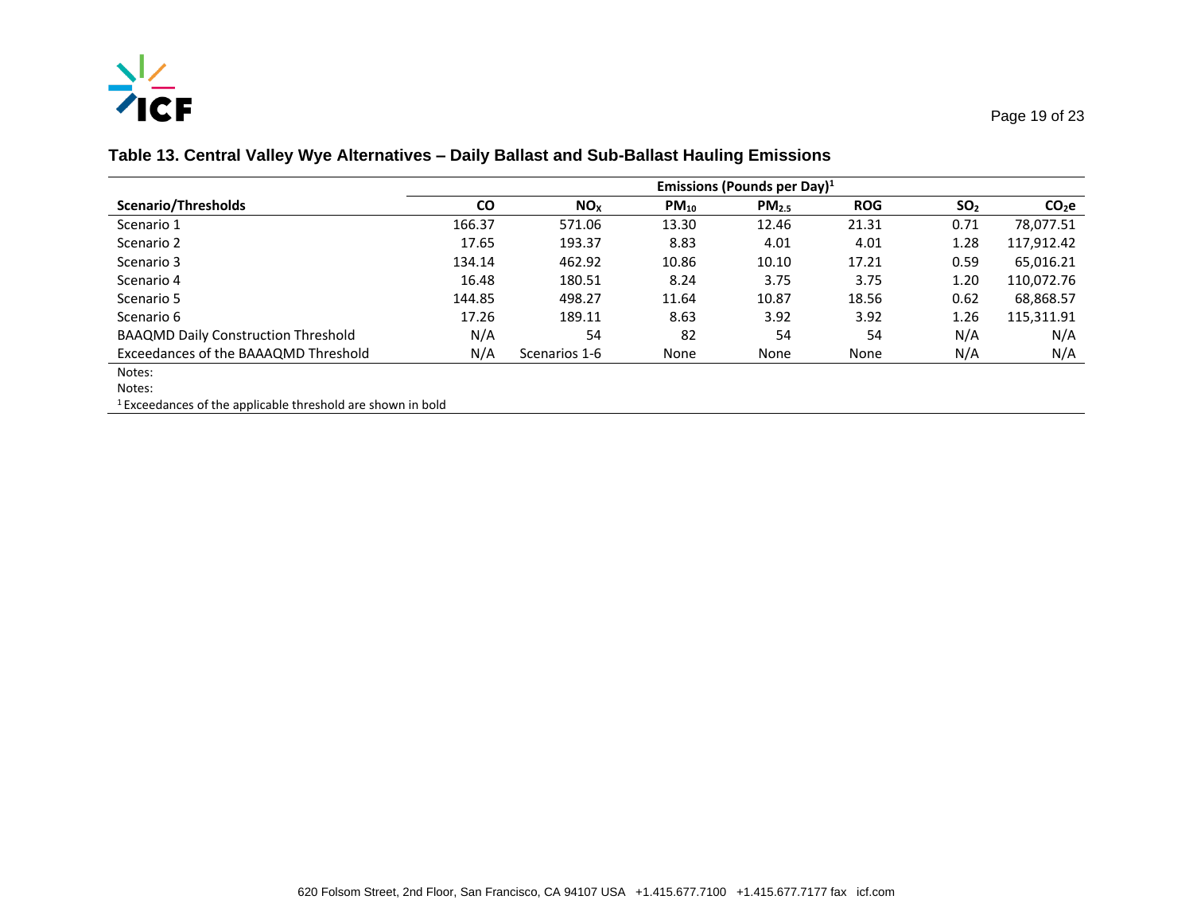### Table 13. Central Valley Wye Alternatives – Daily Ballast and Sub-Ballast Hauling Emissions

| Scenario/Thresholds | Emissions (Pounds per Day)[1] | | | | | | |
|---|---|---|---|---|---|---|---|
| | CO | $NO_X$ | $PM_{10}$ | $PM_{2.5}$ | ROG | $SO_2$ | $CO_2e$ |
| Scenario 1 | 166.37 | 571.06 | 13.30 | 12.46 | 21.31 | 0.71 | 78,077.51 |
| Scenario 2 | 17.65 | 193.37 | 8.83 | 4.01 | 4.01 | 1.28 | 117,912.42 |
| Scenario 3 | 134.14 | 462.92 | 10.86 | 10.10 | 17.21 | 0.59 | 65,016.21 |
| Scenario 4 | 16.48 | 180.51 | 8.24 | 3.75 | 3.75 | 1.20 | 110,072.76 |
| Scenario 5 | 144.85 | 498.27 | 11.64 | 10.87 | 18.56 | 0.62 | 68,868.57 |
| Scenario 6 | 17.26 | 189.11 | 8.63 | 3.92 | 3.92 | 1.26 | 115,311.91 |
| BAAQMD Daily Construction Threshold | N/A | 54 | 82 | 54 | 54 | N/A | N/A |
| Exceedances of the BAAQMD Threshold | N/A | Scenarios 1-6 | None | None | None | N/A | N/A |

Notes:

Notes:

[1] Exceedances of the applicable threshold are shown in bold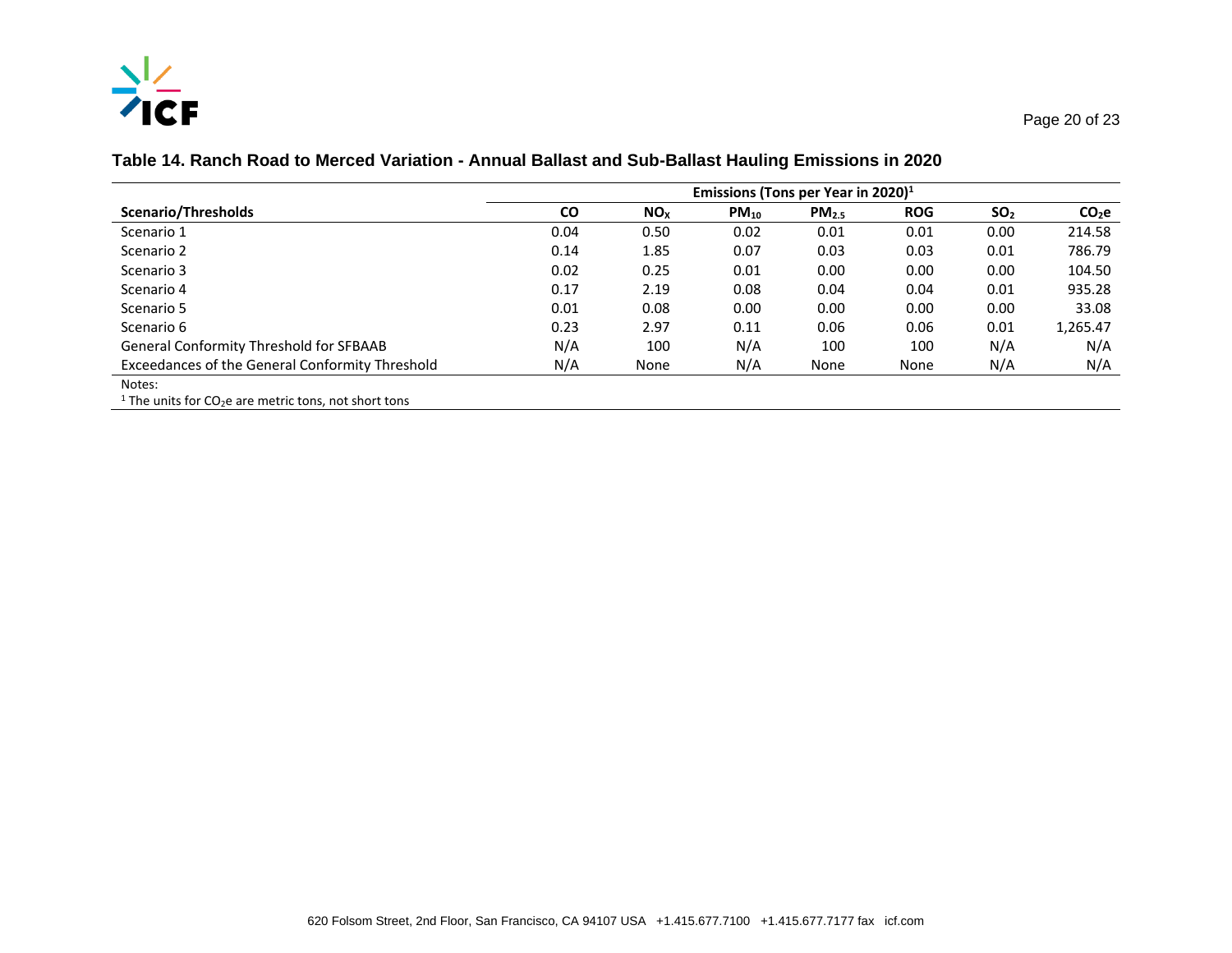**Table 14. Ranch Road to Merced Variation - Annual Ballast and Sub-Ballast Hauling Emissions in 2020**

| | Emissions (Tons per Year in 2020)[1] | | | | | | |
|---|---|---|---|---|---|---|---|
| **Scenario/Thresholds** | **CO** | **$NO_X$** | **$PM_{10}$** | **$PM_{2.5}$** | **ROG** | **$SO_2$** | **$CO_2e$** |
| Scenario 1 | 0.04 | 0.50 | 0.02 | 0.01 | 0.01 | 0.00 | 214.58 |
| Scenario 2 | 0.14 | 1.85 | 0.07 | 0.03 | 0.03 | 0.01 | 786.79 |
| Scenario 3 | 0.02 | 0.25 | 0.01 | 0.00 | 0.00 | 0.00 | 104.50 |
| Scenario 4 | 0.17 | 2.19 | 0.08 | 0.04 | 0.04 | 0.01 | 935.28 |
| Scenario 5 | 0.01 | 0.08 | 0.00 | 0.00 | 0.00 | 0.00 | 33.08 |
| Scenario 6 | 0.23 | 2.97 | 0.11 | 0.06 | 0.06 | 0.01 | 1,265.47 |
| General Conformity Threshold for SFBAAB | N/A | 100 | N/A | 100 | 100 | N/A | N/A |
| Exceedances of the General Conformity Threshold | N/A | None | N/A | None | None | N/A | N/A |

Notes:

[1] The units for $CO_2e$ are metric tons, not short tons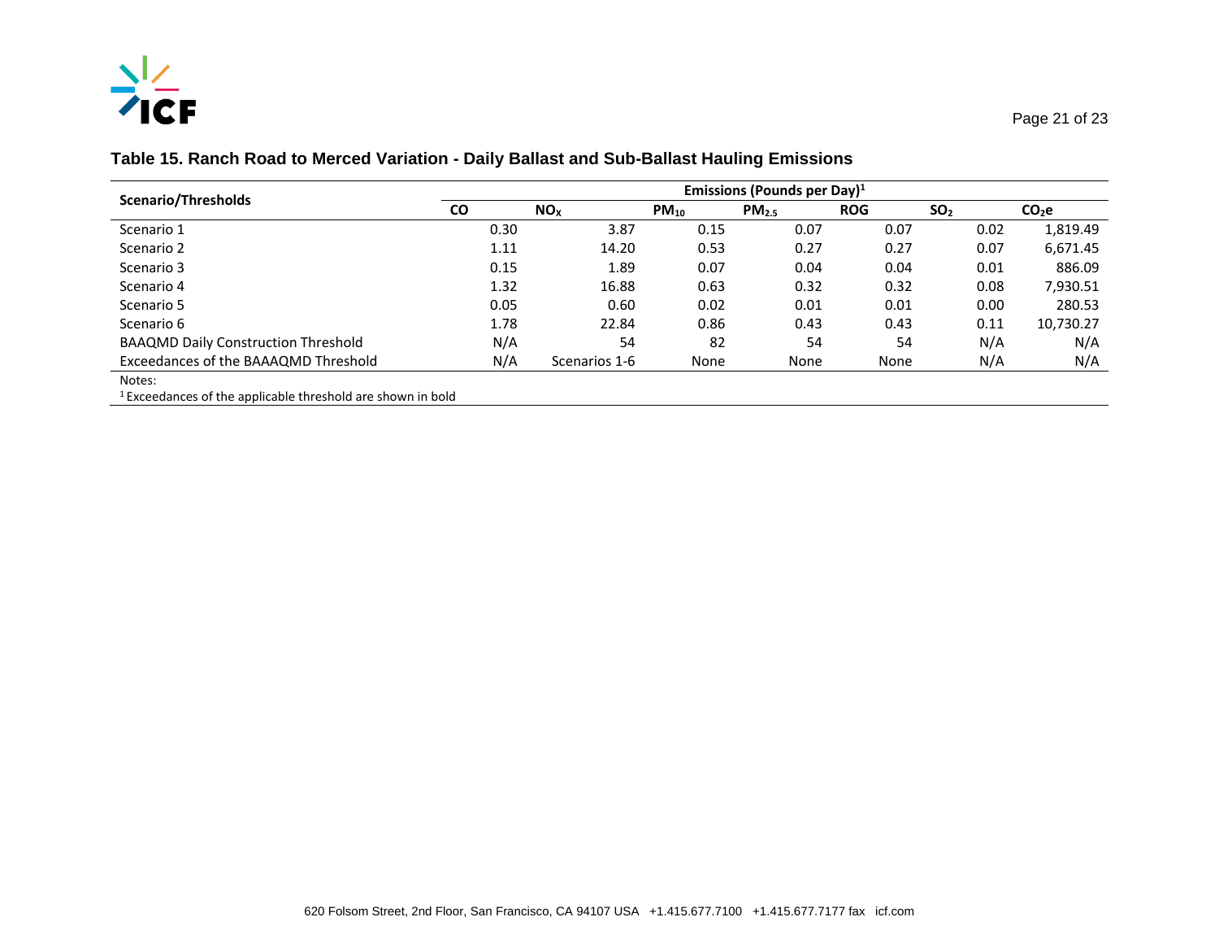### Table 15. Ranch Road to Merced Variation - Daily Ballast and Sub-Ballast Hauling Emissions

| Scenario/Thresholds | Emissions (Pounds per Day)[1] | | | | | | |
|---|---|---|---|---|---|---|---|
| | CO | $NO_X$ | $PM_{10}$ | $PM_{2.5}$ | ROG | $SO_2$ | $CO_2e$ |
| Scenario 1 | 0.30 | 3.87 | 0.15 | 0.07 | 0.07 | 0.02 | 1,819.49 |
| Scenario 2 | 1.11 | 14.20 | 0.53 | 0.27 | 0.27 | 0.07 | 6,671.45 |
| Scenario 3 | 0.15 | 1.89 | 0.07 | 0.04 | 0.04 | 0.01 | 886.09 |
| Scenario 4 | 1.32 | 16.88 | 0.63 | 0.32 | 0.32 | 0.08 | 7,930.51 |
| Scenario 5 | 0.05 | 0.60 | 0.02 | 0.01 | 0.01 | 0.00 | 280.53 |
| Scenario 6 | 1.78 | 22.84 | 0.86 | 0.43 | 0.43 | 0.11 | 10,730.27 |
| BAAQMD Daily Construction Threshold | N/A | 54 | 82 | 54 | 54 | N/A | N/A |
| Exceedances of the BAAAQMD Threshold | N/A | Scenarios 1-6 | None | None | None | N/A | N/A |

Notes:

[1] Exceedances of the applicable threshold are shown in bold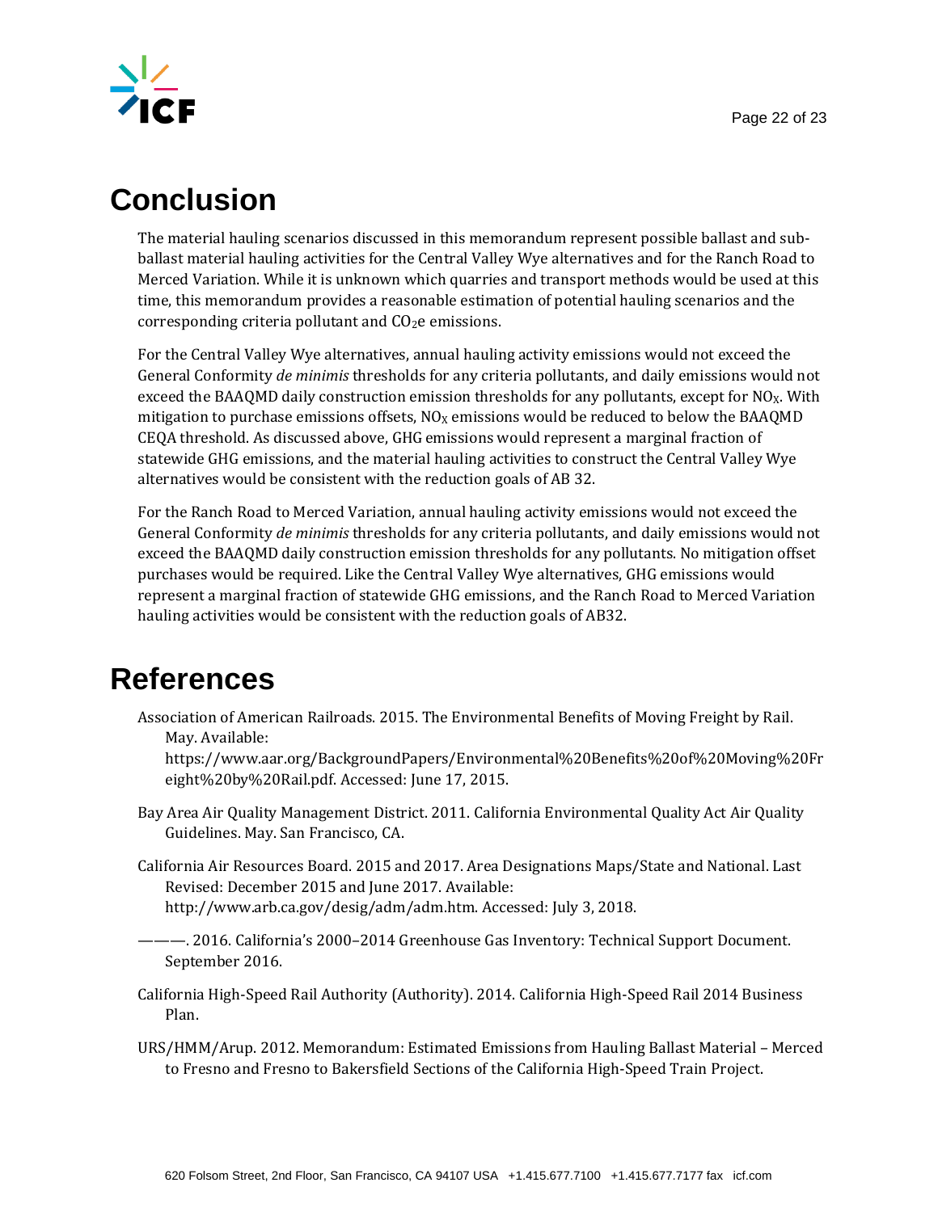# Conclusion

The material hauling scenarios discussed in this memorandum represent possible ballast and sub-ballast material hauling activities for the Central Valley Wye alternatives and for the Ranch Road to Merced Variation. While it is unknown which quarries and transport methods would be used at this time, this memorandum provides a reasonable estimation of potential hauling scenarios and the corresponding criteria pollutant and $CO_2e$ emissions.

For the Central Valley Wye alternatives, annual hauling activity emissions would not exceed the General Conformity *de minimis* thresholds for any criteria pollutants, and daily emissions would not exceed the BAAQMD daily construction emission thresholds for any pollutants, except for $NO_X$. With mitigation to purchase emissions offsets, $NO_X$ emissions would be reduced to below the BAAQMD CEQA threshold. As discussed above, GHG emissions would represent a marginal fraction of statewide GHG emissions, and the material hauling activities to construct the Central Valley Wye alternatives would be consistent with the reduction goals of AB 32.

For the Ranch Road to Merced Variation, annual hauling activity emissions would not exceed the General Conformity *de minimis* thresholds for any criteria pollutants, and daily emissions would not exceed the BAAQMD daily construction emission thresholds for any pollutants. No mitigation offset purchases would be required. Like the Central Valley Wye alternatives, GHG emissions would represent a marginal fraction of statewide GHG emissions, and the Ranch Road to Merced Variation hauling activities would be consistent with the reduction goals of AB32.

# References

Association of American Railroads. 2015. The Environmental Benefits of Moving Freight by Rail. May. Available: https://www.aar.org/BackgroundPapers/Environmental%20Benefits%20of%20Moving%20Freight%20by%20Rail.pdf. Accessed: June 17, 2015.

Bay Area Air Quality Management District. 2011. California Environmental Quality Act Air Quality Guidelines. May. San Francisco, CA.

California Air Resources Board. 2015 and 2017. Area Designations Maps/State and National. Last Revised: December 2015 and June 2017. Available: http://www.arb.ca.gov/desig/adm/adm.htm. Accessed: July 3, 2018.

———. 2016. California's 2000–2014 Greenhouse Gas Inventory: Technical Support Document. September 2016.

California High-Speed Rail Authority (Authority). 2014. California High-Speed Rail 2014 Business Plan.

URS/HMM/Arup. 2012. Memorandum: Estimated Emissions from Hauling Ballast Material – Merced to Fresno and Fresno to Bakersfield Sections of the California High-Speed Train Project.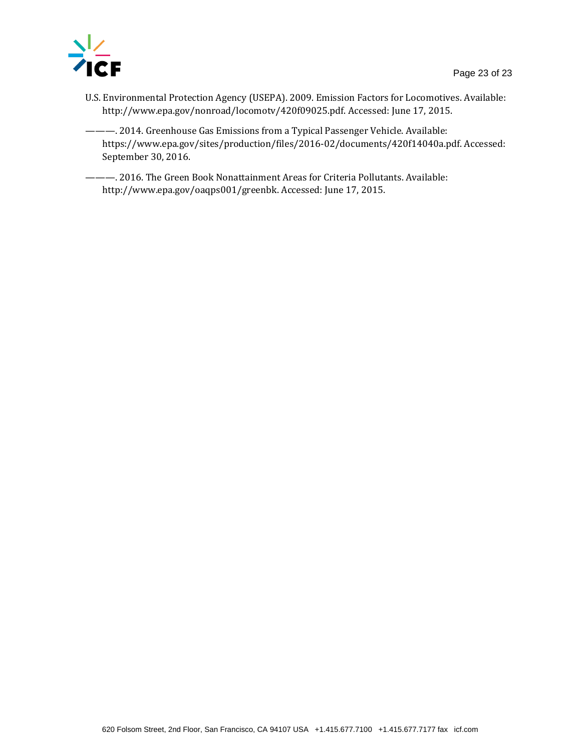U.S. Environmental Protection Agency (USEPA). 2009. Emission Factors for Locomotives. Available: http://www.epa.gov/nonroad/locomotv/420f09025.pdf. Accessed: June 17, 2015.

———. 2014. Greenhouse Gas Emissions from a Typical Passenger Vehicle. Available: https://www.epa.gov/sites/production/files/2016-02/documents/420f14040a.pdf. Accessed: September 30, 2016.

———. 2016. The Green Book Nonattainment Areas for Criteria Pollutants. Available: http://www.epa.gov/oaqps001/greenbk. Accessed: June 17, 2015.